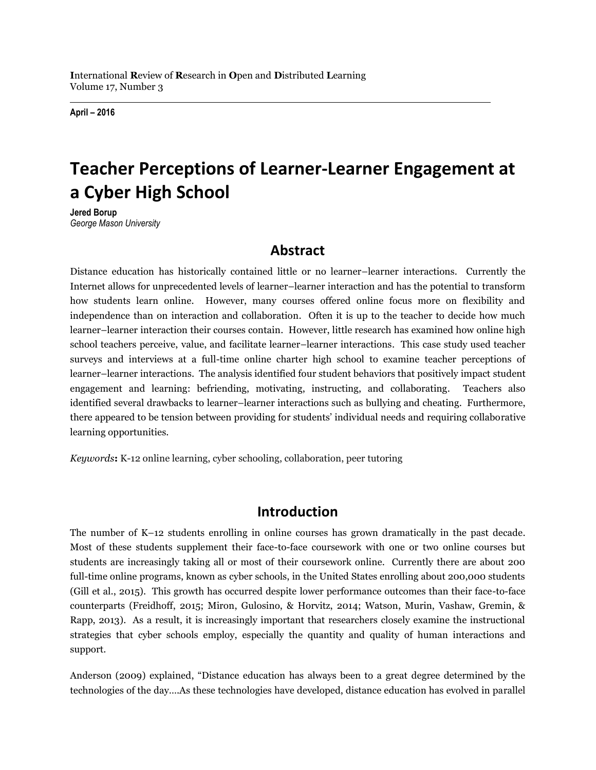**I**nternational **R**eview of **R**esearch in **O**pen and **D**istributed **L**earning
Volume 17, Number 3

**April – 2016**

# Teacher Perceptions of Learner-Learner Engagement at a Cyber High School

**Jered Borup**
*George Mason University*

## Abstract

Distance education has historically contained little or no learner–learner interactions. Currently the Internet allows for unprecedented levels of learner–learner interaction and has the potential to transform how students learn online. However, many courses offered online focus more on flexibility and independence than on interaction and collaboration. Often it is up to the teacher to decide how much learner–learner interaction their courses contain. However, little research has examined how online high school teachers perceive, value, and facilitate learner–learner interactions. This case study used teacher surveys and interviews at a full-time online charter high school to examine teacher perceptions of learner–learner interactions. The analysis identified four student behaviors that positively impact student engagement and learning: befriending, motivating, instructing, and collaborating. Teachers also identified several drawbacks to learner–learner interactions such as bullying and cheating. Furthermore, there appeared to be tension between providing for students' individual needs and requiring collaborative learning opportunities.

*Keywords*: K-12 online learning, cyber schooling, collaboration, peer tutoring

## Introduction

The number of K–12 students enrolling in online courses has grown dramatically in the past decade. Most of these students supplement their face-to-face coursework with one or two online courses but students are increasingly taking all or most of their coursework online. Currently there are about 200 full-time online programs, known as cyber schools, in the United States enrolling about 200,000 students (Gill et al., 2015). This growth has occurred despite lower performance outcomes than their face-to-face counterparts (Freidhoff, 2015; Miron, Gulosino, & Horvitz, 2014; Watson, Murin, Vashaw, Gremin, & Rapp, 2013). As a result, it is increasingly important that researchers closely examine the instructional strategies that cyber schools employ, especially the quantity and quality of human interactions and support.

Anderson (2009) explained, "Distance education has always been to a great degree determined by the technologies of the day….As these technologies have developed, distance education has evolved in parallel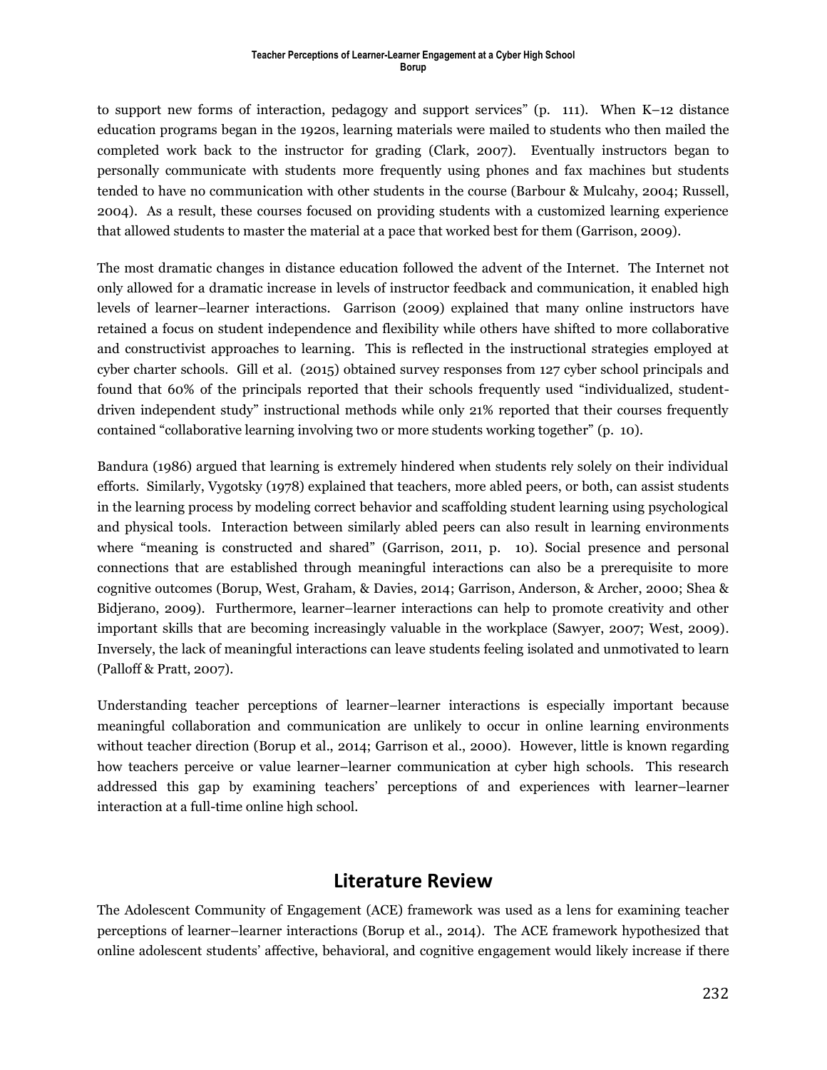to support new forms of interaction, pedagogy and support services" (p. 111). When K–12 distance education programs began in the 1920s, learning materials were mailed to students who then mailed the completed work back to the instructor for grading (Clark, 2007). Eventually instructors began to personally communicate with students more frequently using phones and fax machines but students tended to have no communication with other students in the course (Barbour & Mulcahy, 2004; Russell, 2004). As a result, these courses focused on providing students with a customized learning experience that allowed students to master the material at a pace that worked best for them (Garrison, 2009).

The most dramatic changes in distance education followed the advent of the Internet. The Internet not only allowed for a dramatic increase in levels of instructor feedback and communication, it enabled high levels of learner–learner interactions. Garrison (2009) explained that many online instructors have retained a focus on student independence and flexibility while others have shifted to more collaborative and constructivist approaches to learning. This is reflected in the instructional strategies employed at cyber charter schools. Gill et al. (2015) obtained survey responses from 127 cyber school principals and found that 60% of the principals reported that their schools frequently used "individualized, student-driven independent study" instructional methods while only 21% reported that their courses frequently contained "collaborative learning involving two or more students working together" (p. 10).

Bandura (1986) argued that learning is extremely hindered when students rely solely on their individual efforts. Similarly, Vygotsky (1978) explained that teachers, more abled peers, or both, can assist students in the learning process by modeling correct behavior and scaffolding student learning using psychological and physical tools. Interaction between similarly abled peers can also result in learning environments where "meaning is constructed and shared" (Garrison, 2011, p. 10). Social presence and personal connections that are established through meaningful interactions can also be a prerequisite to more cognitive outcomes (Borup, West, Graham, & Davies, 2014; Garrison, Anderson, & Archer, 2000; Shea & Bidjerano, 2009). Furthermore, learner–learner interactions can help to promote creativity and other important skills that are becoming increasingly valuable in the workplace (Sawyer, 2007; West, 2009). Inversely, the lack of meaningful interactions can leave students feeling isolated and unmotivated to learn (Palloff & Pratt, 2007).

Understanding teacher perceptions of learner–learner interactions is especially important because meaningful collaboration and communication are unlikely to occur in online learning environments without teacher direction (Borup et al., 2014; Garrison et al., 2000). However, little is known regarding how teachers perceive or value learner–learner communication at cyber high schools. This research addressed this gap by examining teachers' perceptions of and experiences with learner–learner interaction at a full-time online high school.

## Literature Review

The Adolescent Community of Engagement (ACE) framework was used as a lens for examining teacher perceptions of learner–learner interactions (Borup et al., 2014). The ACE framework hypothesized that online adolescent students' affective, behavioral, and cognitive engagement would likely increase if there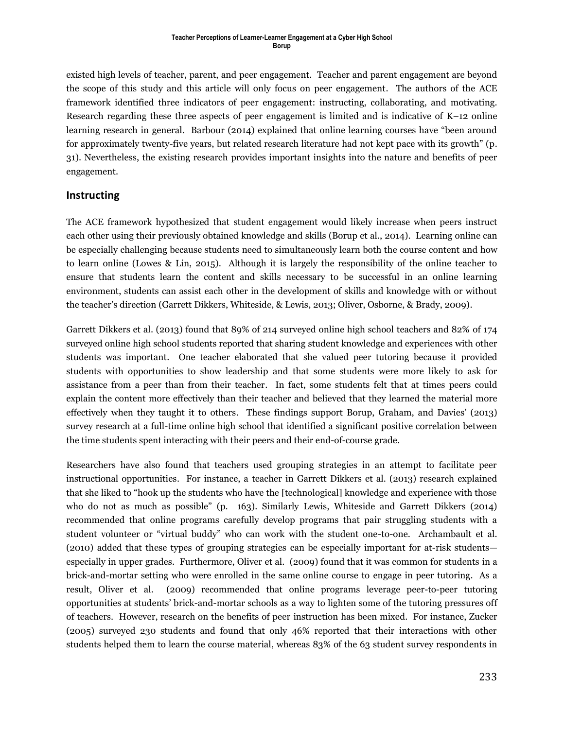existed high levels of teacher, parent, and peer engagement. Teacher and parent engagement are beyond the scope of this study and this article will only focus on peer engagement. The authors of the ACE framework identified three indicators of peer engagement: instructing, collaborating, and motivating. Research regarding these three aspects of peer engagement is limited and is indicative of K–12 online learning research in general. Barbour (2014) explained that online learning courses have "been around for approximately twenty-five years, but related research literature had not kept pace with its growth" (p. 31). Nevertheless, the existing research provides important insights into the nature and benefits of peer engagement.

## Instructing

The ACE framework hypothesized that student engagement would likely increase when peers instruct each other using their previously obtained knowledge and skills (Borup et al., 2014). Learning online can be especially challenging because students need to simultaneously learn both the course content and how to learn online (Lowes & Lin, 2015). Although it is largely the responsibility of the online teacher to ensure that students learn the content and skills necessary to be successful in an online learning environment, students can assist each other in the development of skills and knowledge with or without the teacher's direction (Garrett Dikkers, Whiteside, & Lewis, 2013; Oliver, Osborne, & Brady, 2009).

Garrett Dikkers et al. (2013) found that 89% of 214 surveyed online high school teachers and 82% of 174 surveyed online high school students reported that sharing student knowledge and experiences with other students was important. One teacher elaborated that she valued peer tutoring because it provided students with opportunities to show leadership and that some students were more likely to ask for assistance from a peer than from their teacher. In fact, some students felt that at times peers could explain the content more effectively than their teacher and believed that they learned the material more effectively when they taught it to others. These findings support Borup, Graham, and Davies' (2013) survey research at a full-time online high school that identified a significant positive correlation between the time students spent interacting with their peers and their end-of-course grade.

Researchers have also found that teachers used grouping strategies in an attempt to facilitate peer instructional opportunities. For instance, a teacher in Garrett Dikkers et al. (2013) research explained that she liked to "hook up the students who have the [technological] knowledge and experience with those who do not as much as possible" (p. 163). Similarly Lewis, Whiteside and Garrett Dikkers (2014) recommended that online programs carefully develop programs that pair struggling students with a student volunteer or "virtual buddy" who can work with the student one-to-one. Archambault et al. (2010) added that these types of grouping strategies can be especially important for at-risk students—especially in upper grades. Furthermore, Oliver et al. (2009) found that it was common for students in a brick-and-mortar setting who were enrolled in the same online course to engage in peer tutoring. As a result, Oliver et al. (2009) recommended that online programs leverage peer-to-peer tutoring opportunities at students' brick-and-mortar schools as a way to lighten some of the tutoring pressures off of teachers. However, research on the benefits of peer instruction has been mixed. For instance, Zucker (2005) surveyed 230 students and found that only 46% reported that their interactions with other students helped them to learn the course material, whereas 83% of the 63 student survey respondents in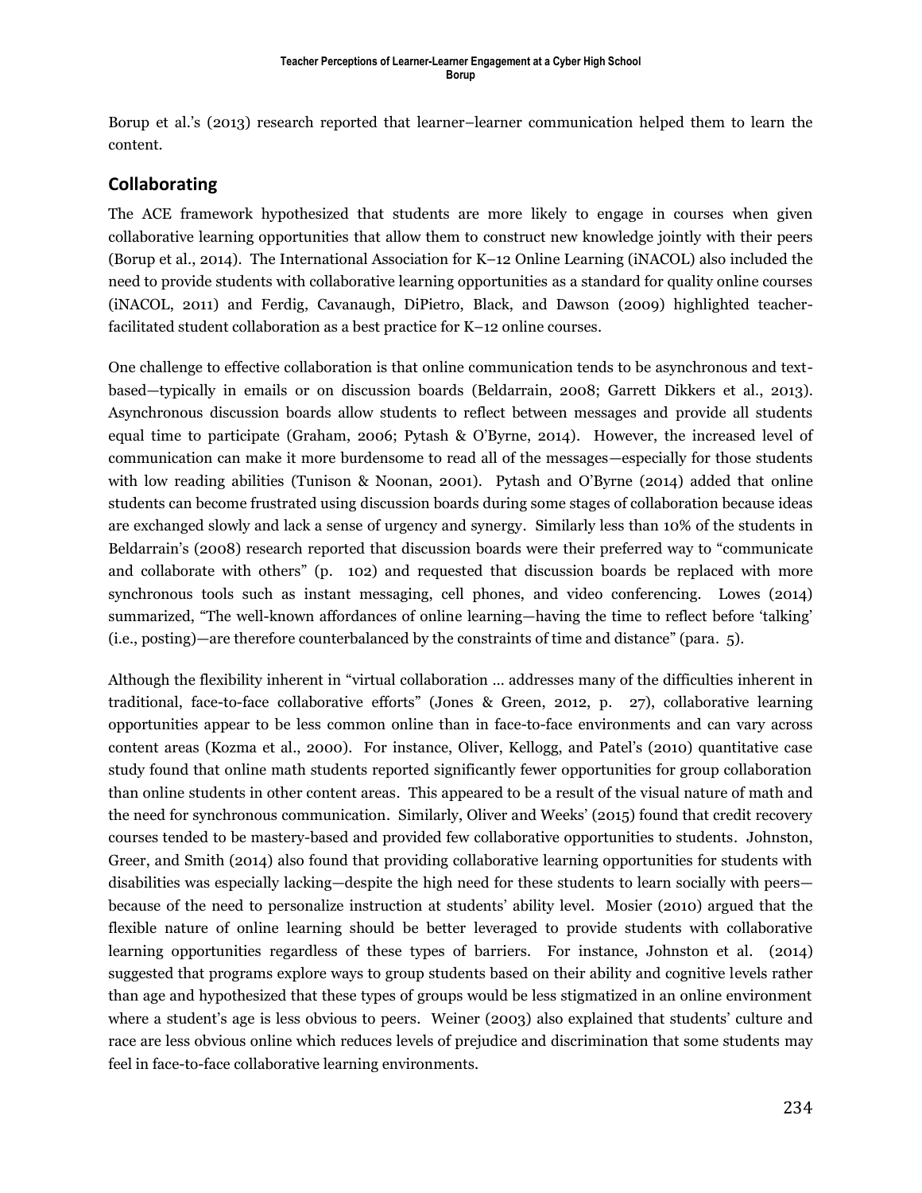Borup et al.'s (2013) research reported that learner–learner communication helped them to learn the content.

## Collaborating

The ACE framework hypothesized that students are more likely to engage in courses when given collaborative learning opportunities that allow them to construct new knowledge jointly with their peers (Borup et al., 2014). The International Association for K–12 Online Learning (iNACOL) also included the need to provide students with collaborative learning opportunities as a standard for quality online courses (iNACOL, 2011) and Ferdig, Cavanaugh, DiPietro, Black, and Dawson (2009) highlighted teacher-facilitated student collaboration as a best practice for K–12 online courses.

One challenge to effective collaboration is that online communication tends to be asynchronous and text-based—typically in emails or on discussion boards (Beldarrain, 2008; Garrett Dikkers et al., 2013). Asynchronous discussion boards allow students to reflect between messages and provide all students equal time to participate (Graham, 2006; Pytash & O'Byrne, 2014). However, the increased level of communication can make it more burdensome to read all of the messages—especially for those students with low reading abilities (Tunison & Noonan, 2001). Pytash and O'Byrne (2014) added that online students can become frustrated using discussion boards during some stages of collaboration because ideas are exchanged slowly and lack a sense of urgency and synergy. Similarly less than 10% of the students in Beldarrain's (2008) research reported that discussion boards were their preferred way to "communicate and collaborate with others" (p. 102) and requested that discussion boards be replaced with more synchronous tools such as instant messaging, cell phones, and video conferencing. Lowes (2014) summarized, "The well-known affordances of online learning—having the time to reflect before 'talking' (i.e., posting)—are therefore counterbalanced by the constraints of time and distance" (para. 5).

Although the flexibility inherent in "virtual collaboration … addresses many of the difficulties inherent in traditional, face-to-face collaborative efforts" (Jones & Green, 2012, p. 27), collaborative learning opportunities appear to be less common online than in face-to-face environments and can vary across content areas (Kozma et al., 2000). For instance, Oliver, Kellogg, and Patel's (2010) quantitative case study found that online math students reported significantly fewer opportunities for group collaboration than online students in other content areas. This appeared to be a result of the visual nature of math and the need for synchronous communication. Similarly, Oliver and Weeks' (2015) found that credit recovery courses tended to be mastery-based and provided few collaborative opportunities to students. Johnston, Greer, and Smith (2014) also found that providing collaborative learning opportunities for students with disabilities was especially lacking—despite the high need for these students to learn socially with peers—because of the need to personalize instruction at students' ability level. Mosier (2010) argued that the flexible nature of online learning should be better leveraged to provide students with collaborative learning opportunities regardless of these types of barriers. For instance, Johnston et al. (2014) suggested that programs explore ways to group students based on their ability and cognitive levels rather than age and hypothesized that these types of groups would be less stigmatized in an online environment where a student's age is less obvious to peers. Weiner (2003) also explained that students' culture and race are less obvious online which reduces levels of prejudice and discrimination that some students may feel in face-to-face collaborative learning environments.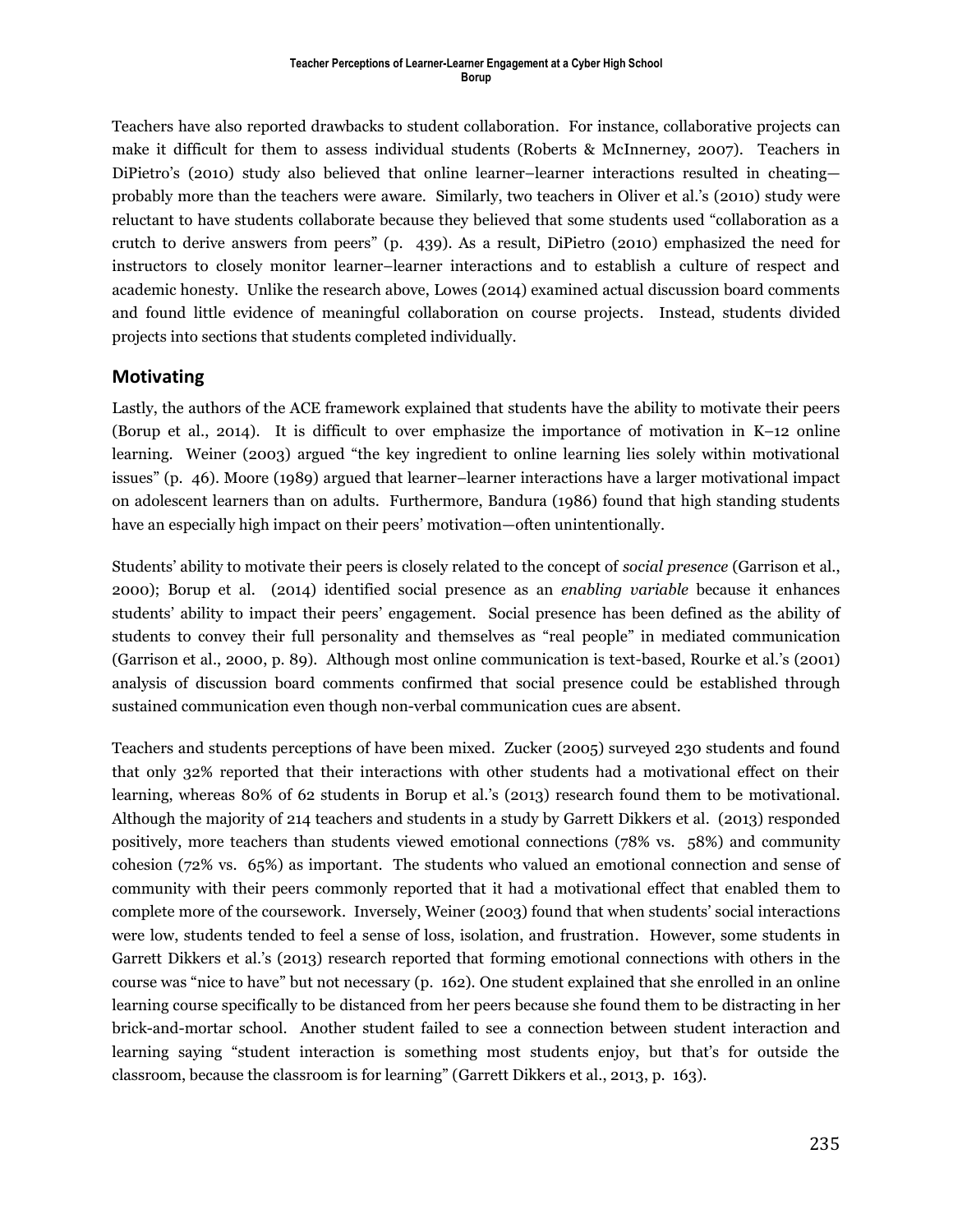Teachers have also reported drawbacks to student collaboration. For instance, collaborative projects can make it difficult for them to assess individual students (Roberts & McInnerney, 2007). Teachers in DiPietro's (2010) study also believed that online learner–learner interactions resulted in cheating—probably more than the teachers were aware. Similarly, two teachers in Oliver et al.'s (2010) study were reluctant to have students collaborate because they believed that some students used "collaboration as a crutch to derive answers from peers" (p. 439). As a result, DiPietro (2010) emphasized the need for instructors to closely monitor learner–learner interactions and to establish a culture of respect and academic honesty. Unlike the research above, Lowes (2014) examined actual discussion board comments and found little evidence of meaningful collaboration on course projects. Instead, students divided projects into sections that students completed individually.

## Motivating

Lastly, the authors of the ACE framework explained that students have the ability to motivate their peers (Borup et al., 2014). It is difficult to over emphasize the importance of motivation in K–12 online learning. Weiner (2003) argued "the key ingredient to online learning lies solely within motivational issues" (p. 46). Moore (1989) argued that learner–learner interactions have a larger motivational impact on adolescent learners than on adults. Furthermore, Bandura (1986) found that high standing students have an especially high impact on their peers' motivation—often unintentionally.

Students' ability to motivate their peers is closely related to the concept of *social presence* (Garrison et al., 2000); Borup et al. (2014) identified social presence as an *enabling variable* because it enhances students' ability to impact their peers' engagement. Social presence has been defined as the ability of students to convey their full personality and themselves as "real people" in mediated communication (Garrison et al., 2000, p. 89). Although most online communication is text-based, Rourke et al.'s (2001) analysis of discussion board comments confirmed that social presence could be established through sustained communication even though non-verbal communication cues are absent.

Teachers and students perceptions of have been mixed. Zucker (2005) surveyed 230 students and found that only 32% reported that their interactions with other students had a motivational effect on their learning, whereas 80% of 62 students in Borup et al.'s (2013) research found them to be motivational. Although the majority of 214 teachers and students in a study by Garrett Dikkers et al. (2013) responded positively, more teachers than students viewed emotional connections (78% vs. 58%) and community cohesion (72% vs. 65%) as important. The students who valued an emotional connection and sense of community with their peers commonly reported that it had a motivational effect that enabled them to complete more of the coursework. Inversely, Weiner (2003) found that when students' social interactions were low, students tended to feel a sense of loss, isolation, and frustration. However, some students in Garrett Dikkers et al.'s (2013) research reported that forming emotional connections with others in the course was "nice to have" but not necessary (p. 162). One student explained that she enrolled in an online learning course specifically to be distanced from her peers because she found them to be distracting in her brick-and-mortar school. Another student failed to see a connection between student interaction and learning saying "student interaction is something most students enjoy, but that's for outside the classroom, because the classroom is for learning" (Garrett Dikkers et al., 2013, p. 163).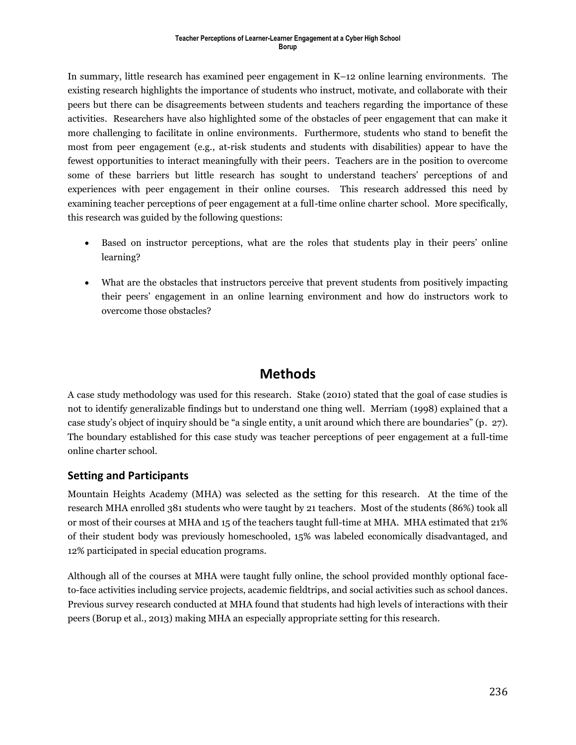In summary, little research has examined peer engagement in K–12 online learning environments. The existing research highlights the importance of students who instruct, motivate, and collaborate with their peers but there can be disagreements between students and teachers regarding the importance of these activities. Researchers have also highlighted some of the obstacles of peer engagement that can make it more challenging to facilitate in online environments. Furthermore, students who stand to benefit the most from peer engagement (e.g., at-risk students and students with disabilities) appear to have the fewest opportunities to interact meaningfully with their peers. Teachers are in the position to overcome some of these barriers but little research has sought to understand teachers' perceptions of and experiences with peer engagement in their online courses. This research addressed this need by examining teacher perceptions of peer engagement at a full-time online charter school. More specifically, this research was guided by the following questions:

- Based on instructor perceptions, what are the roles that students play in their peers' online learning?
- What are the obstacles that instructors perceive that prevent students from positively impacting their peers' engagement in an online learning environment and how do instructors work to overcome those obstacles?

# Methods

A case study methodology was used for this research. Stake (2010) stated that the goal of case studies is not to identify generalizable findings but to understand one thing well. Merriam (1998) explained that a case study's object of inquiry should be "a single entity, a unit around which there are boundaries" (p. 27). The boundary established for this case study was teacher perceptions of peer engagement at a full-time online charter school.

## Setting and Participants

Mountain Heights Academy (MHA) was selected as the setting for this research. At the time of the research MHA enrolled 381 students who were taught by 21 teachers. Most of the students (86%) took all or most of their courses at MHA and 15 of the teachers taught full-time at MHA. MHA estimated that 21% of their student body was previously homeschooled, 15% was labeled economically disadvantaged, and 12% participated in special education programs.

Although all of the courses at MHA were taught fully online, the school provided monthly optional face-to-face activities including service projects, academic fieldtrips, and social activities such as school dances. Previous survey research conducted at MHA found that students had high levels of interactions with their peers (Borup et al., 2013) making MHA an especially appropriate setting for this research.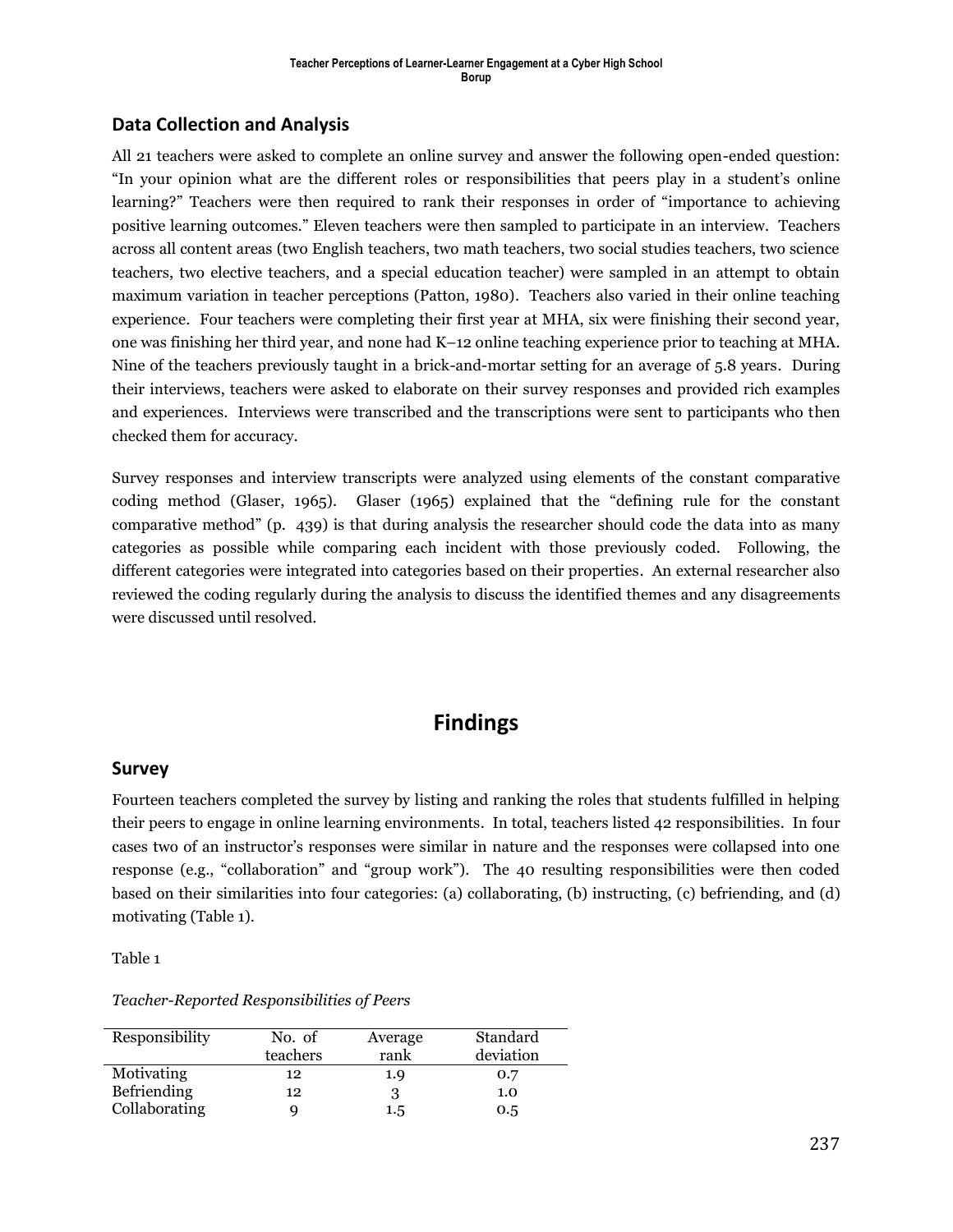## Data Collection and Analysis

All 21 teachers were asked to complete an online survey and answer the following open-ended question: "In your opinion what are the different roles or responsibilities that peers play in a student's online learning?" Teachers were then required to rank their responses in order of "importance to achieving positive learning outcomes." Eleven teachers were then sampled to participate in an interview. Teachers across all content areas (two English teachers, two math teachers, two social studies teachers, two science teachers, two elective teachers, and a special education teacher) were sampled in an attempt to obtain maximum variation in teacher perceptions (Patton, 1980). Teachers also varied in their online teaching experience. Four teachers were completing their first year at MHA, six were finishing their second year, one was finishing her third year, and none had K–12 online teaching experience prior to teaching at MHA. Nine of the teachers previously taught in a brick-and-mortar setting for an average of 5.8 years. During their interviews, teachers were asked to elaborate on their survey responses and provided rich examples and experiences. Interviews were transcribed and the transcriptions were sent to participants who then checked them for accuracy.

Survey responses and interview transcripts were analyzed using elements of the constant comparative coding method (Glaser, 1965). Glaser (1965) explained that the "defining rule for the constant comparative method" (p. 439) is that during analysis the researcher should code the data into as many categories as possible while comparing each incident with those previously coded. Following, the different categories were integrated into categories based on their properties. An external researcher also reviewed the coding regularly during the analysis to discuss the identified themes and any disagreements were discussed until resolved.

# Findings

## Survey

Fourteen teachers completed the survey by listing and ranking the roles that students fulfilled in helping their peers to engage in online learning environments. In total, teachers listed 42 responsibilities. In four cases two of an instructor's responses were similar in nature and the responses were collapsed into one response (e.g., "collaboration" and "group work"). The 40 resulting responsibilities were then coded based on their similarities into four categories: (a) collaborating, (b) instructing, (c) befriending, and (d) motivating (Table 1).

Table 1

*Teacher-Reported Responsibilities of Peers*

| Responsibility | No. of teachers | Average rank | Standard deviation |
|---|---|---|---|
| Motivating | 12 | 1.9 | 0.7 |
| Befriending | 12 | 3 | 1.0 |
| Collaborating | 9 | 1.5 | 0.5 |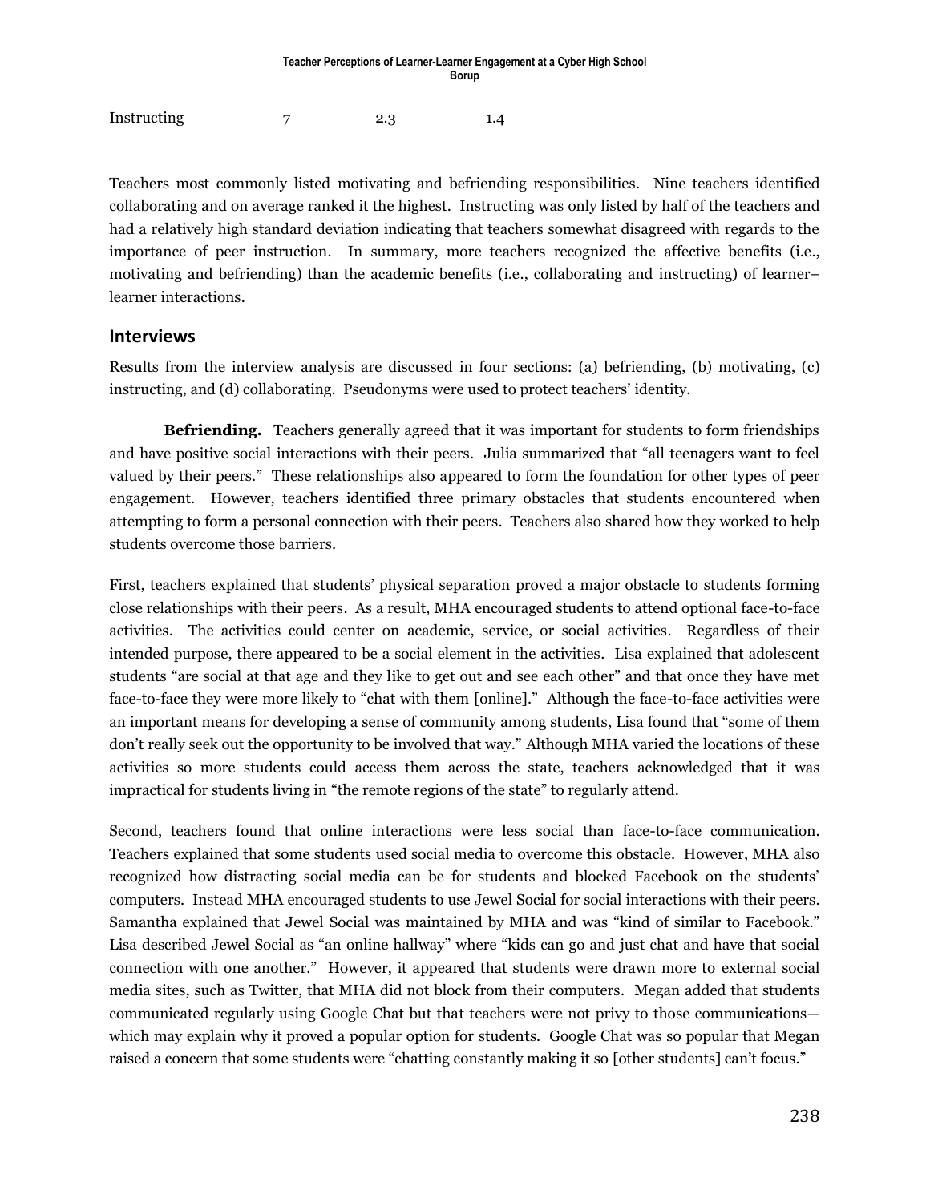| | | | |
|---|---|---|---|
| Instructing | 7 | 2.3 | 1.4 |

Teachers most commonly listed motivating and befriending responsibilities. Nine teachers identified collaborating and on average ranked it the highest. Instructing was only listed by half of the teachers and had a relatively high standard deviation indicating that teachers somewhat disagreed with regards to the importance of peer instruction. In summary, more teachers recognized the affective benefits (i.e., motivating and befriending) than the academic benefits (i.e., collaborating and instructing) of learner–learner interactions.

## Interviews

Results from the interview analysis are discussed in four sections: (a) befriending, (b) motivating, (c) instructing, and (d) collaborating. Pseudonyms were used to protect teachers' identity.

**Befriending.** Teachers generally agreed that it was important for students to form friendships and have positive social interactions with their peers. Julia summarized that "all teenagers want to feel valued by their peers." These relationships also appeared to form the foundation for other types of peer engagement. However, teachers identified three primary obstacles that students encountered when attempting to form a personal connection with their peers. Teachers also shared how they worked to help students overcome those barriers.

First, teachers explained that students' physical separation proved a major obstacle to students forming close relationships with their peers. As a result, MHA encouraged students to attend optional face-to-face activities. The activities could center on academic, service, or social activities. Regardless of their intended purpose, there appeared to be a social element in the activities. Lisa explained that adolescent students "are social at that age and they like to get out and see each other" and that once they have met face-to-face they were more likely to "chat with them [online]." Although the face-to-face activities were an important means for developing a sense of community among students, Lisa found that "some of them don't really seek out the opportunity to be involved that way." Although MHA varied the locations of these activities so more students could access them across the state, teachers acknowledged that it was impractical for students living in "the remote regions of the state" to regularly attend.

Second, teachers found that online interactions were less social than face-to-face communication. Teachers explained that some students used social media to overcome this obstacle. However, MHA also recognized how distracting social media can be for students and blocked Facebook on the students' computers. Instead MHA encouraged students to use Jewel Social for social interactions with their peers. Samantha explained that Jewel Social was maintained by MHA and was "kind of similar to Facebook." Lisa described Jewel Social as "an online hallway" where "kids can go and just chat and have that social connection with one another." However, it appeared that students were drawn more to external social media sites, such as Twitter, that MHA did not block from their computers. Megan added that students communicated regularly using Google Chat but that teachers were not privy to those communications—which may explain why it proved a popular option for students. Google Chat was so popular that Megan raised a concern that some students were "chatting constantly making it so [other students] can't focus."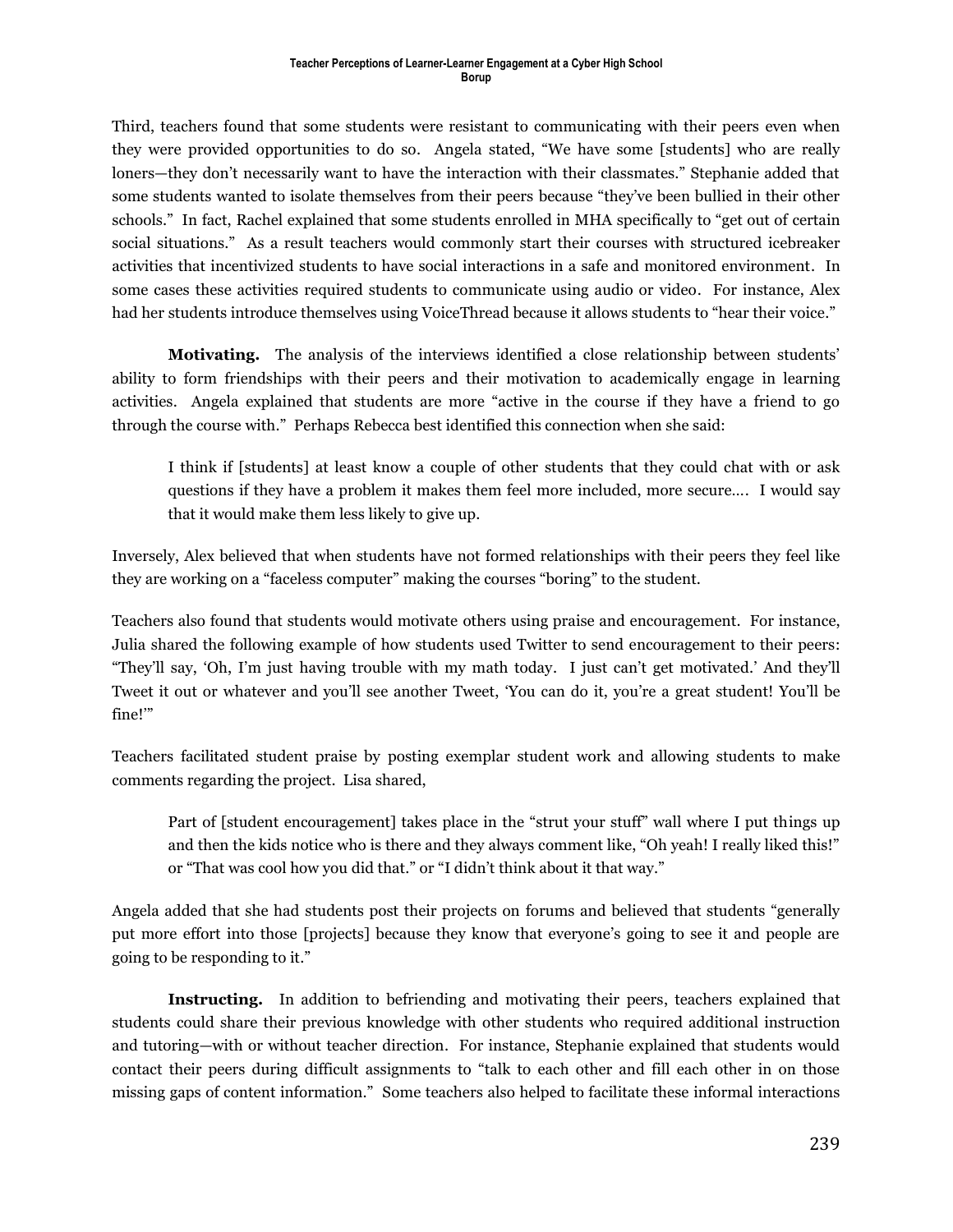Third, teachers found that some students were resistant to communicating with their peers even when they were provided opportunities to do so. Angela stated, "We have some [students] who are really loners—they don't necessarily want to have the interaction with their classmates." Stephanie added that some students wanted to isolate themselves from their peers because "they've been bullied in their other schools." In fact, Rachel explained that some students enrolled in MHA specifically to "get out of certain social situations." As a result teachers would commonly start their courses with structured icebreaker activities that incentivized students to have social interactions in a safe and monitored environment. In some cases these activities required students to communicate using audio or video. For instance, Alex had her students introduce themselves using VoiceThread because it allows students to "hear their voice."

**Motivating.** The analysis of the interviews identified a close relationship between students' ability to form friendships with their peers and their motivation to academically engage in learning activities. Angela explained that students are more "active in the course if they have a friend to go through the course with." Perhaps Rebecca best identified this connection when she said:

> I think if [students] at least know a couple of other students that they could chat with or ask questions if they have a problem it makes them feel more included, more secure…. I would say that it would make them less likely to give up.

Inversely, Alex believed that when students have not formed relationships with their peers they feel like they are working on a "faceless computer" making the courses "boring" to the student.

Teachers also found that students would motivate others using praise and encouragement. For instance, Julia shared the following example of how students used Twitter to send encouragement to their peers: "They'll say, 'Oh, I'm just having trouble with my math today. I just can't get motivated.' And they'll Tweet it out or whatever and you'll see another Tweet, 'You can do it, you're a great student! You'll be fine!'"

Teachers facilitated student praise by posting exemplar student work and allowing students to make comments regarding the project. Lisa shared,

> Part of [student encouragement] takes place in the "strut your stuff" wall where I put things up and then the kids notice who is there and they always comment like, "Oh yeah! I really liked this!" or "That was cool how you did that." or "I didn't think about it that way."

Angela added that she had students post their projects on forums and believed that students "generally put more effort into those [projects] because they know that everyone's going to see it and people are going to be responding to it."

**Instructing.** In addition to befriending and motivating their peers, teachers explained that students could share their previous knowledge with other students who required additional instruction and tutoring—with or without teacher direction. For instance, Stephanie explained that students would contact their peers during difficult assignments to "talk to each other and fill each other in on those missing gaps of content information." Some teachers also helped to facilitate these informal interactions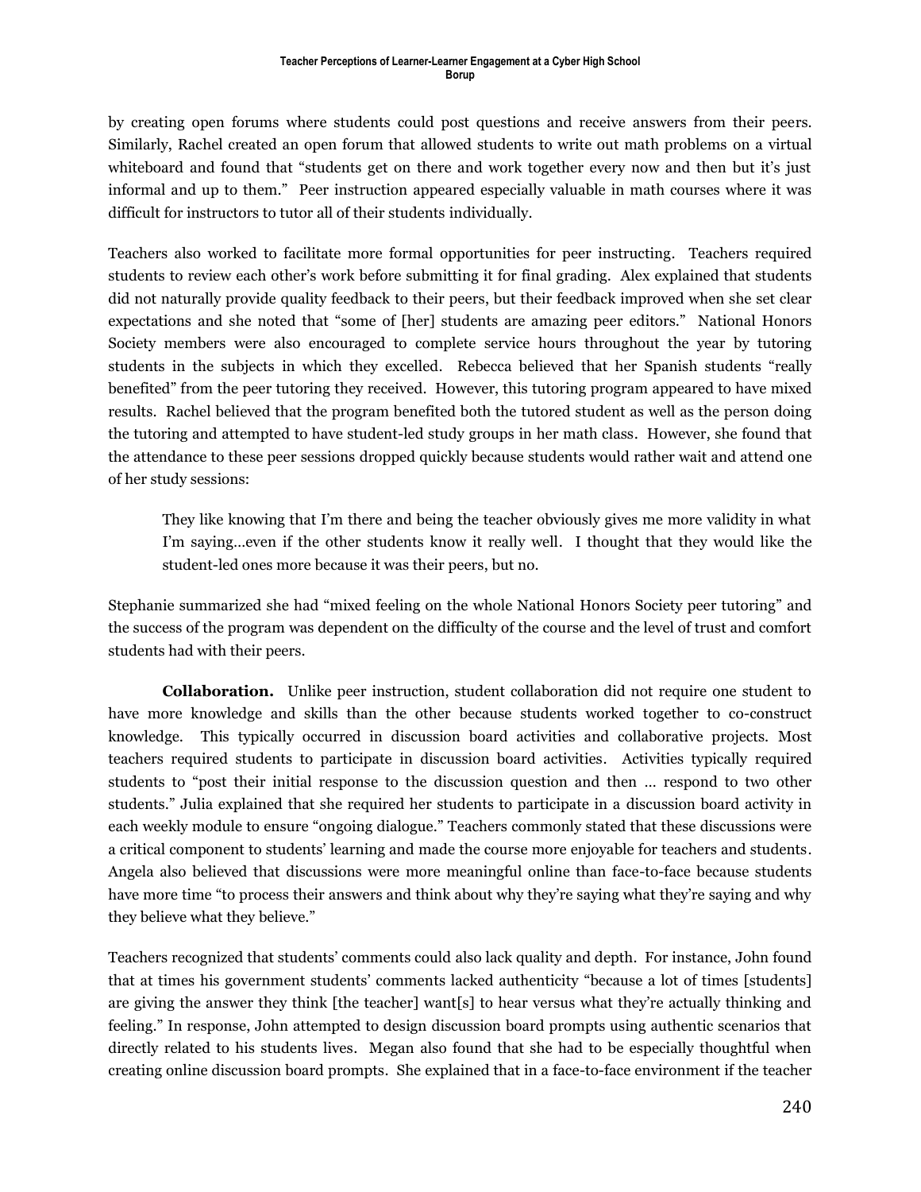by creating open forums where students could post questions and receive answers from their peers. Similarly, Rachel created an open forum that allowed students to write out math problems on a virtual whiteboard and found that "students get on there and work together every now and then but it's just informal and up to them." Peer instruction appeared especially valuable in math courses where it was difficult for instructors to tutor all of their students individually.

Teachers also worked to facilitate more formal opportunities for peer instructing. Teachers required students to review each other's work before submitting it for final grading. Alex explained that students did not naturally provide quality feedback to their peers, but their feedback improved when she set clear expectations and she noted that "some of [her] students are amazing peer editors." National Honors Society members were also encouraged to complete service hours throughout the year by tutoring students in the subjects in which they excelled. Rebecca believed that her Spanish students "really benefited" from the peer tutoring they received. However, this tutoring program appeared to have mixed results. Rachel believed that the program benefited both the tutored student as well as the person doing the tutoring and attempted to have student-led study groups in her math class. However, she found that the attendance to these peer sessions dropped quickly because students would rather wait and attend one of her study sessions:

> They like knowing that I'm there and being the teacher obviously gives me more validity in what I'm saying…even if the other students know it really well. I thought that they would like the student-led ones more because it was their peers, but no.

Stephanie summarized she had "mixed feeling on the whole National Honors Society peer tutoring" and the success of the program was dependent on the difficulty of the course and the level of trust and comfort students had with their peers.

**Collaboration.** Unlike peer instruction, student collaboration did not require one student to have more knowledge and skills than the other because students worked together to co-construct knowledge. This typically occurred in discussion board activities and collaborative projects. Most teachers required students to participate in discussion board activities. Activities typically required students to "post their initial response to the discussion question and then … respond to two other students." Julia explained that she required her students to participate in a discussion board activity in each weekly module to ensure "ongoing dialogue." Teachers commonly stated that these discussions were a critical component to students' learning and made the course more enjoyable for teachers and students. Angela also believed that discussions were more meaningful online than face-to-face because students have more time "to process their answers and think about why they're saying what they're saying and why they believe what they believe."

Teachers recognized that students' comments could also lack quality and depth. For instance, John found that at times his government students' comments lacked authenticity "because a lot of times [students] are giving the answer they think [the teacher] want[s] to hear versus what they're actually thinking and feeling." In response, John attempted to design discussion board prompts using authentic scenarios that directly related to his students lives. Megan also found that she had to be especially thoughtful when creating online discussion board prompts. She explained that in a face-to-face environment if the teacher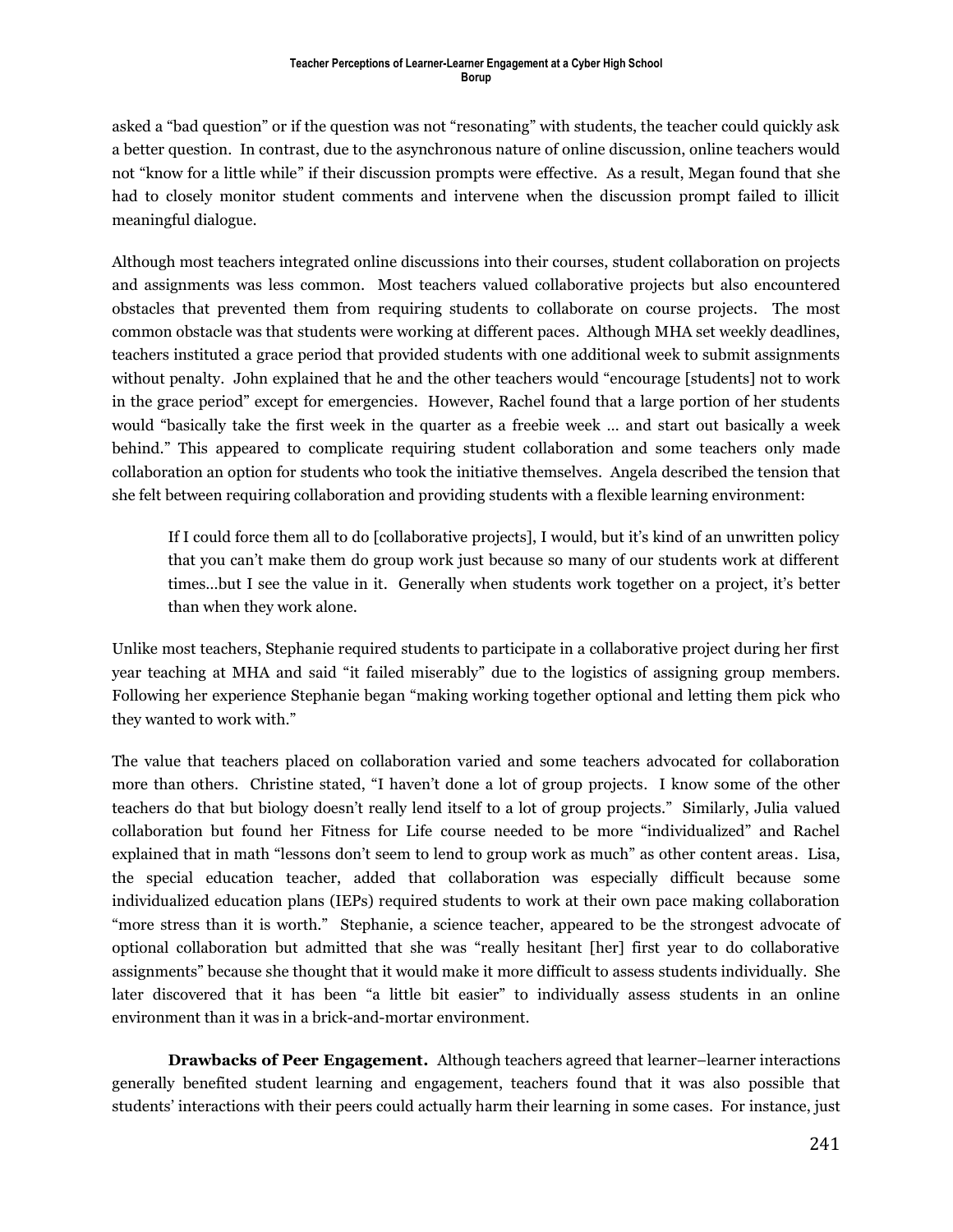asked a "bad question" or if the question was not "resonating" with students, the teacher could quickly ask a better question. In contrast, due to the asynchronous nature of online discussion, online teachers would not "know for a little while" if their discussion prompts were effective. As a result, Megan found that she had to closely monitor student comments and intervene when the discussion prompt failed to illicit meaningful dialogue.

Although most teachers integrated online discussions into their courses, student collaboration on projects and assignments was less common. Most teachers valued collaborative projects but also encountered obstacles that prevented them from requiring students to collaborate on course projects. The most common obstacle was that students were working at different paces. Although MHA set weekly deadlines, teachers instituted a grace period that provided students with one additional week to submit assignments without penalty. John explained that he and the other teachers would "encourage [students] not to work in the grace period" except for emergencies. However, Rachel found that a large portion of her students would "basically take the first week in the quarter as a freebie week … and start out basically a week behind." This appeared to complicate requiring student collaboration and some teachers only made collaboration an option for students who took the initiative themselves. Angela described the tension that she felt between requiring collaboration and providing students with a flexible learning environment:

> If I could force them all to do [collaborative projects], I would, but it's kind of an unwritten policy that you can't make them do group work just because so many of our students work at different times…but I see the value in it. Generally when students work together on a project, it's better than when they work alone.

Unlike most teachers, Stephanie required students to participate in a collaborative project during her first year teaching at MHA and said "it failed miserably" due to the logistics of assigning group members. Following her experience Stephanie began "making working together optional and letting them pick who they wanted to work with."

The value that teachers placed on collaboration varied and some teachers advocated for collaboration more than others. Christine stated, "I haven't done a lot of group projects. I know some of the other teachers do that but biology doesn't really lend itself to a lot of group projects." Similarly, Julia valued collaboration but found her Fitness for Life course needed to be more "individualized" and Rachel explained that in math "lessons don't seem to lend to group work as much" as other content areas. Lisa, the special education teacher, added that collaboration was especially difficult because some individualized education plans (IEPs) required students to work at their own pace making collaboration "more stress than it is worth." Stephanie, a science teacher, appeared to be the strongest advocate of optional collaboration but admitted that she was "really hesitant [her] first year to do collaborative assignments" because she thought that it would make it more difficult to assess students individually. She later discovered that it has been "a little bit easier" to individually assess students in an online environment than it was in a brick-and-mortar environment.

**Drawbacks of Peer Engagement.** Although teachers agreed that learner–learner interactions generally benefited student learning and engagement, teachers found that it was also possible that students' interactions with their peers could actually harm their learning in some cases. For instance, just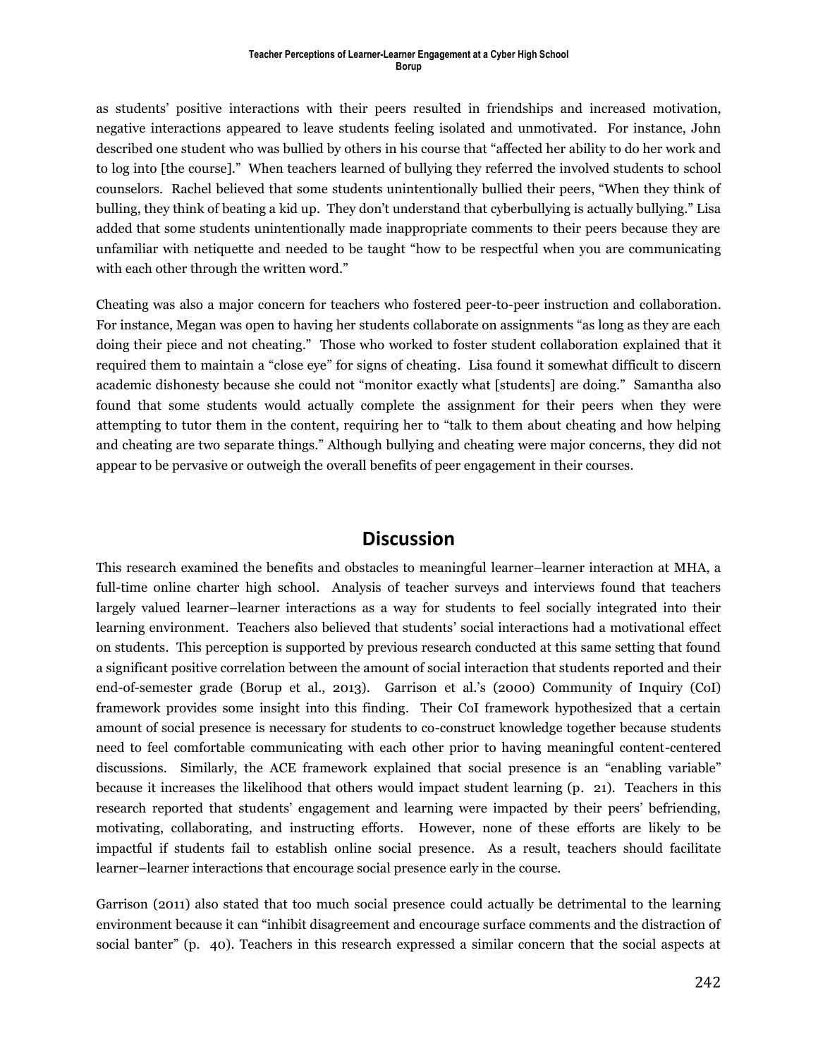as students' positive interactions with their peers resulted in friendships and increased motivation, negative interactions appeared to leave students feeling isolated and unmotivated. For instance, John described one student who was bullied by others in his course that "affected her ability to do her work and to log into [the course]." When teachers learned of bullying they referred the involved students to school counselors. Rachel believed that some students unintentionally bullied their peers, "When they think of bulling, they think of beating a kid up. They don't understand that cyberbullying is actually bullying." Lisa added that some students unintentionally made inappropriate comments to their peers because they are unfamiliar with netiquette and needed to be taught "how to be respectful when you are communicating with each other through the written word."

Cheating was also a major concern for teachers who fostered peer-to-peer instruction and collaboration. For instance, Megan was open to having her students collaborate on assignments "as long as they are each doing their piece and not cheating." Those who worked to foster student collaboration explained that it required them to maintain a "close eye" for signs of cheating. Lisa found it somewhat difficult to discern academic dishonesty because she could not "monitor exactly what [students] are doing." Samantha also found that some students would actually complete the assignment for their peers when they were attempting to tutor them in the content, requiring her to "talk to them about cheating and how helping and cheating are two separate things." Although bullying and cheating were major concerns, they did not appear to be pervasive or outweigh the overall benefits of peer engagement in their courses.

## Discussion

This research examined the benefits and obstacles to meaningful learner–learner interaction at MHA, a full-time online charter high school. Analysis of teacher surveys and interviews found that teachers largely valued learner–learner interactions as a way for students to feel socially integrated into their learning environment. Teachers also believed that students' social interactions had a motivational effect on students. This perception is supported by previous research conducted at this same setting that found a significant positive correlation between the amount of social interaction that students reported and their end-of-semester grade (Borup et al., 2013). Garrison et al.'s (2000) Community of Inquiry (CoI) framework provides some insight into this finding. Their CoI framework hypothesized that a certain amount of social presence is necessary for students to co-construct knowledge together because students need to feel comfortable communicating with each other prior to having meaningful content-centered discussions. Similarly, the ACE framework explained that social presence is an "enabling variable" because it increases the likelihood that others would impact student learning (p. 21). Teachers in this research reported that students' engagement and learning were impacted by their peers' befriending, motivating, collaborating, and instructing efforts. However, none of these efforts are likely to be impactful if students fail to establish online social presence. As a result, teachers should facilitate learner–learner interactions that encourage social presence early in the course.

Garrison (2011) also stated that too much social presence could actually be detrimental to the learning environment because it can "inhibit disagreement and encourage surface comments and the distraction of social banter" (p. 40). Teachers in this research expressed a similar concern that the social aspects at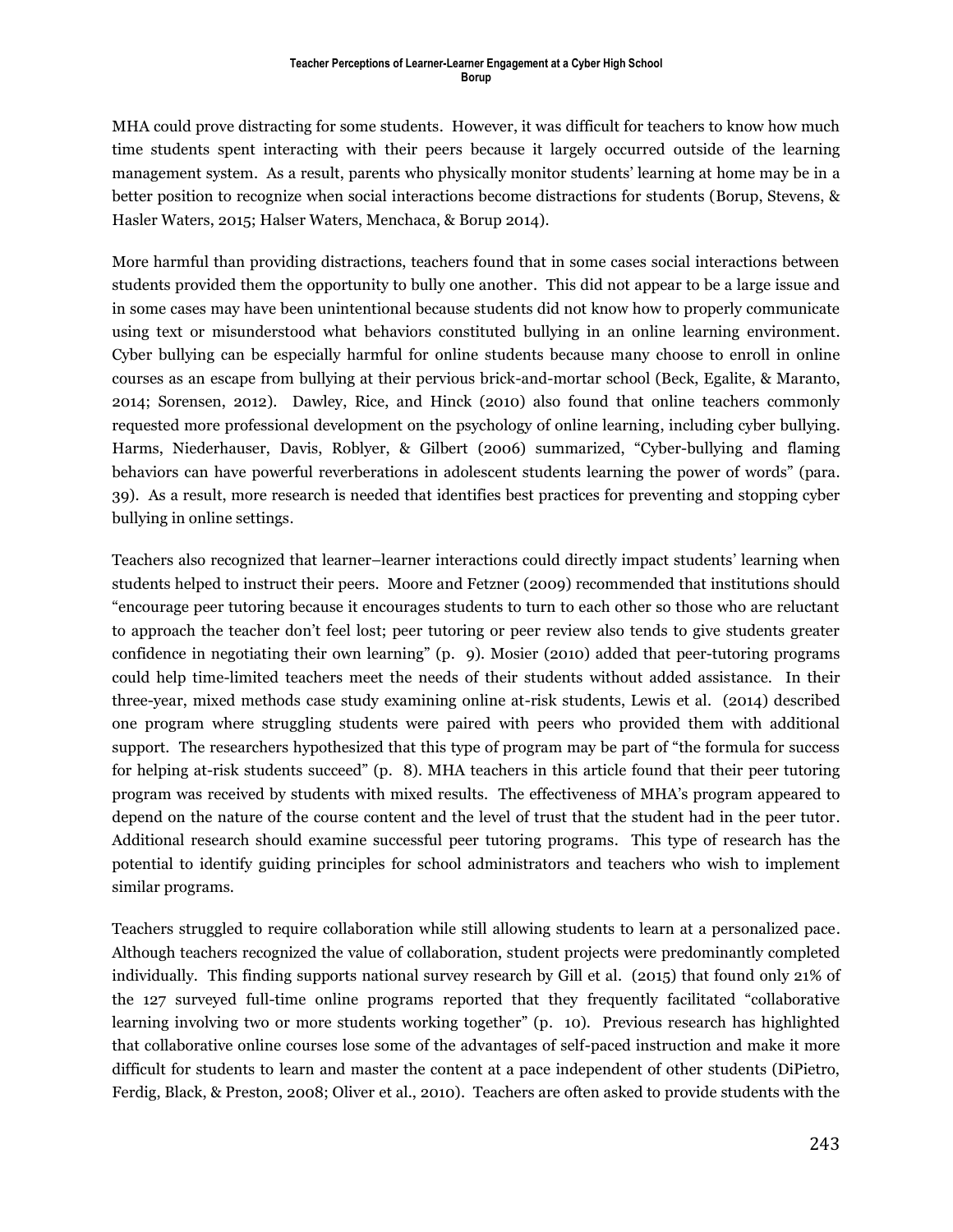MHA could prove distracting for some students. However, it was difficult for teachers to know how much time students spent interacting with their peers because it largely occurred outside of the learning management system. As a result, parents who physically monitor students' learning at home may be in a better position to recognize when social interactions become distractions for students (Borup, Stevens, & Hasler Waters, 2015; Halser Waters, Menchaca, & Borup 2014).

More harmful than providing distractions, teachers found that in some cases social interactions between students provided them the opportunity to bully one another. This did not appear to be a large issue and in some cases may have been unintentional because students did not know how to properly communicate using text or misunderstood what behaviors constituted bullying in an online learning environment. Cyber bullying can be especially harmful for online students because many choose to enroll in online courses as an escape from bullying at their pervious brick-and-mortar school (Beck, Egalite, & Maranto, 2014; Sorensen, 2012). Dawley, Rice, and Hinck (2010) also found that online teachers commonly requested more professional development on the psychology of online learning, including cyber bullying. Harms, Niederhauser, Davis, Roblyer, & Gilbert (2006) summarized, "Cyber-bullying and flaming behaviors can have powerful reverberations in adolescent students learning the power of words" (para. 39). As a result, more research is needed that identifies best practices for preventing and stopping cyber bullying in online settings.

Teachers also recognized that learner–learner interactions could directly impact students' learning when students helped to instruct their peers. Moore and Fetzner (2009) recommended that institutions should "encourage peer tutoring because it encourages students to turn to each other so those who are reluctant to approach the teacher don't feel lost; peer tutoring or peer review also tends to give students greater confidence in negotiating their own learning" (p. 9). Mosier (2010) added that peer-tutoring programs could help time-limited teachers meet the needs of their students without added assistance. In their three-year, mixed methods case study examining online at-risk students, Lewis et al. (2014) described one program where struggling students were paired with peers who provided them with additional support. The researchers hypothesized that this type of program may be part of "the formula for success for helping at-risk students succeed" (p. 8). MHA teachers in this article found that their peer tutoring program was received by students with mixed results. The effectiveness of MHA's program appeared to depend on the nature of the course content and the level of trust that the student had in the peer tutor. Additional research should examine successful peer tutoring programs. This type of research has the potential to identify guiding principles for school administrators and teachers who wish to implement similar programs.

Teachers struggled to require collaboration while still allowing students to learn at a personalized pace. Although teachers recognized the value of collaboration, student projects were predominantly completed individually. This finding supports national survey research by Gill et al. (2015) that found only 21% of the 127 surveyed full-time online programs reported that they frequently facilitated "collaborative learning involving two or more students working together" (p. 10). Previous research has highlighted that collaborative online courses lose some of the advantages of self-paced instruction and make it more difficult for students to learn and master the content at a pace independent of other students (DiPietro, Ferdig, Black, & Preston, 2008; Oliver et al., 2010). Teachers are often asked to provide students with the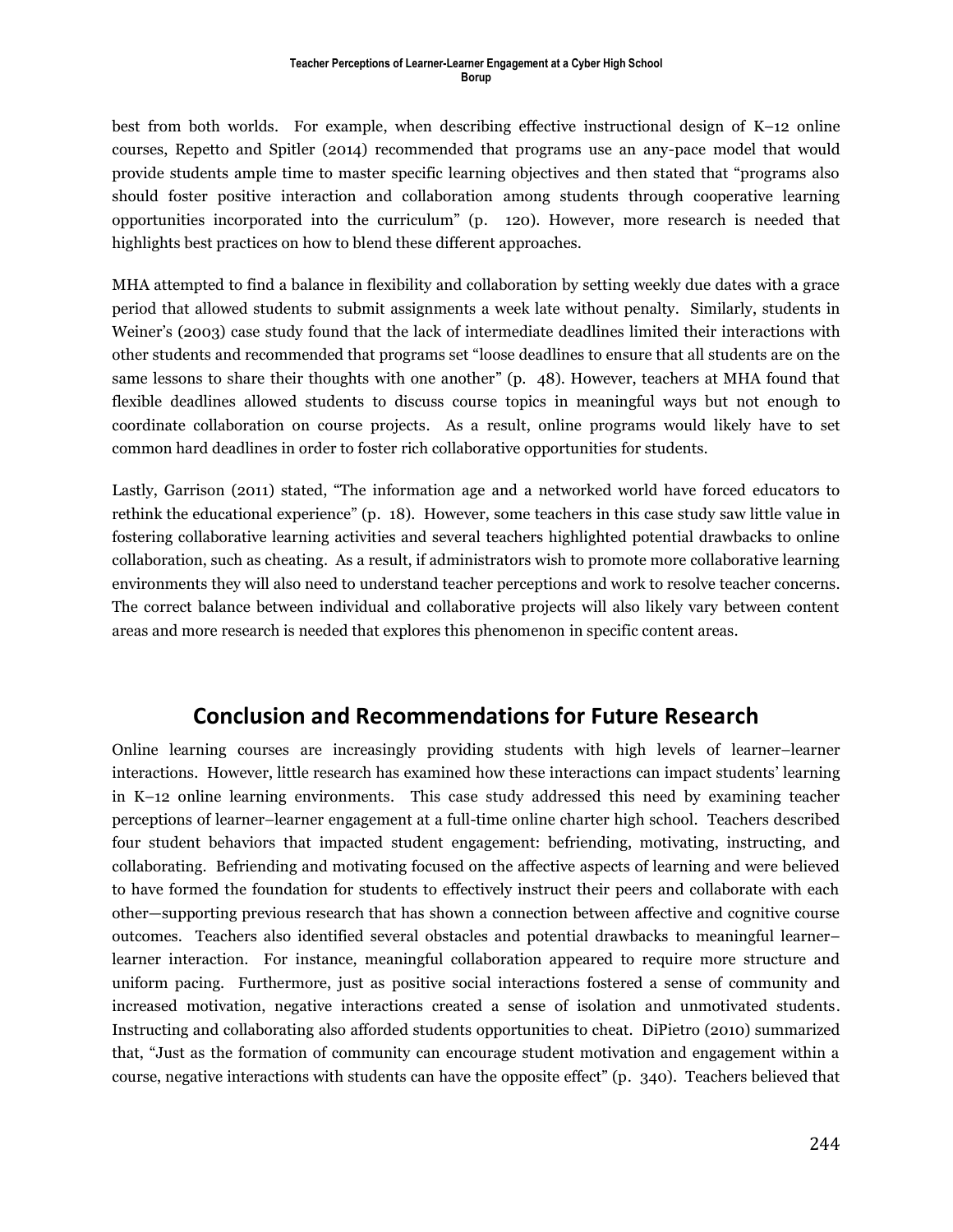best from both worlds. For example, when describing effective instructional design of K–12 online courses, Repetto and Spitler (2014) recommended that programs use an any-pace model that would provide students ample time to master specific learning objectives and then stated that "programs also should foster positive interaction and collaboration among students through cooperative learning opportunities incorporated into the curriculum" (p. 120). However, more research is needed that highlights best practices on how to blend these different approaches.

MHA attempted to find a balance in flexibility and collaboration by setting weekly due dates with a grace period that allowed students to submit assignments a week late without penalty. Similarly, students in Weiner's (2003) case study found that the lack of intermediate deadlines limited their interactions with other students and recommended that programs set "loose deadlines to ensure that all students are on the same lessons to share their thoughts with one another" (p. 48). However, teachers at MHA found that flexible deadlines allowed students to discuss course topics in meaningful ways but not enough to coordinate collaboration on course projects. As a result, online programs would likely have to set common hard deadlines in order to foster rich collaborative opportunities for students.

Lastly, Garrison (2011) stated, "The information age and a networked world have forced educators to rethink the educational experience" (p. 18). However, some teachers in this case study saw little value in fostering collaborative learning activities and several teachers highlighted potential drawbacks to online collaboration, such as cheating. As a result, if administrators wish to promote more collaborative learning environments they will also need to understand teacher perceptions and work to resolve teacher concerns. The correct balance between individual and collaborative projects will also likely vary between content areas and more research is needed that explores this phenomenon in specific content areas.

## Conclusion and Recommendations for Future Research

Online learning courses are increasingly providing students with high levels of learner–learner interactions. However, little research has examined how these interactions can impact students' learning in K–12 online learning environments. This case study addressed this need by examining teacher perceptions of learner–learner engagement at a full-time online charter high school. Teachers described four student behaviors that impacted student engagement: befriending, motivating, instructing, and collaborating. Befriending and motivating focused on the affective aspects of learning and were believed to have formed the foundation for students to effectively instruct their peers and collaborate with each other—supporting previous research that has shown a connection between affective and cognitive course outcomes. Teachers also identified several obstacles and potential drawbacks to meaningful learner–learner interaction. For instance, meaningful collaboration appeared to require more structure and uniform pacing. Furthermore, just as positive social interactions fostered a sense of community and increased motivation, negative interactions created a sense of isolation and unmotivated students. Instructing and collaborating also afforded students opportunities to cheat. DiPietro (2010) summarized that, "Just as the formation of community can encourage student motivation and engagement within a course, negative interactions with students can have the opposite effect" (p. 340). Teachers believed that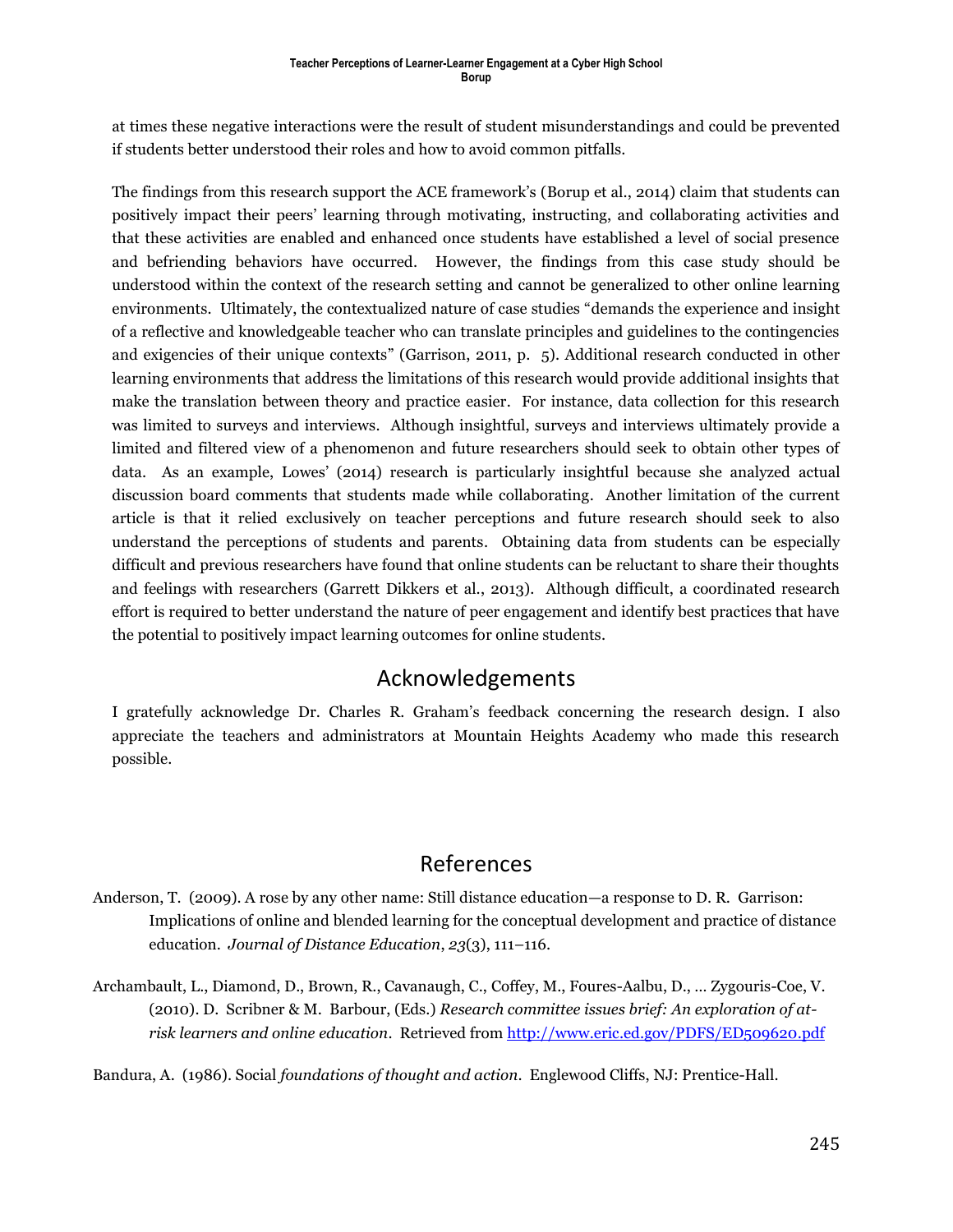at times these negative interactions were the result of student misunderstandings and could be prevented if students better understood their roles and how to avoid common pitfalls.

The findings from this research support the ACE framework's (Borup et al., 2014) claim that students can positively impact their peers' learning through motivating, instructing, and collaborating activities and that these activities are enabled and enhanced once students have established a level of social presence and befriending behaviors have occurred. However, the findings from this case study should be understood within the context of the research setting and cannot be generalized to other online learning environments. Ultimately, the contextualized nature of case studies "demands the experience and insight of a reflective and knowledgeable teacher who can translate principles and guidelines to the contingencies and exigencies of their unique contexts" (Garrison, 2011, p. 5). Additional research conducted in other learning environments that address the limitations of this research would provide additional insights that make the translation between theory and practice easier. For instance, data collection for this research was limited to surveys and interviews. Although insightful, surveys and interviews ultimately provide a limited and filtered view of a phenomenon and future researchers should seek to obtain other types of data. As an example, Lowes' (2014) research is particularly insightful because she analyzed actual discussion board comments that students made while collaborating. Another limitation of the current article is that it relied exclusively on teacher perceptions and future research should seek to also understand the perceptions of students and parents. Obtaining data from students can be especially difficult and previous researchers have found that online students can be reluctant to share their thoughts and feelings with researchers (Garrett Dikkers et al., 2013). Although difficult, a coordinated research effort is required to better understand the nature of peer engagement and identify best practices that have the potential to positively impact learning outcomes for online students.

## Acknowledgements

I gratefully acknowledge Dr. Charles R. Graham's feedback concerning the research design. I also appreciate the teachers and administrators at Mountain Heights Academy who made this research possible.

## References

Anderson, T. (2009). A rose by any other name: Still distance education—a response to D. R. Garrison: Implications of online and blended learning for the conceptual development and practice of distance education. *Journal of Distance Education*, *23*(3), 111–116.

Archambault, L., Diamond, D., Brown, R., Cavanaugh, C., Coffey, M., Foures-Aalbu, D., … Zygouris-Coe, V. (2010). D. Scribner & M. Barbour, (Eds.) *Research committee issues brief: An exploration of at-risk learners and online education*. Retrieved from http://www.eric.ed.gov/PDFS/ED509620.pdf

Bandura, A. (1986). Social *foundations of thought and action*. Englewood Cliffs, NJ: Prentice-Hall.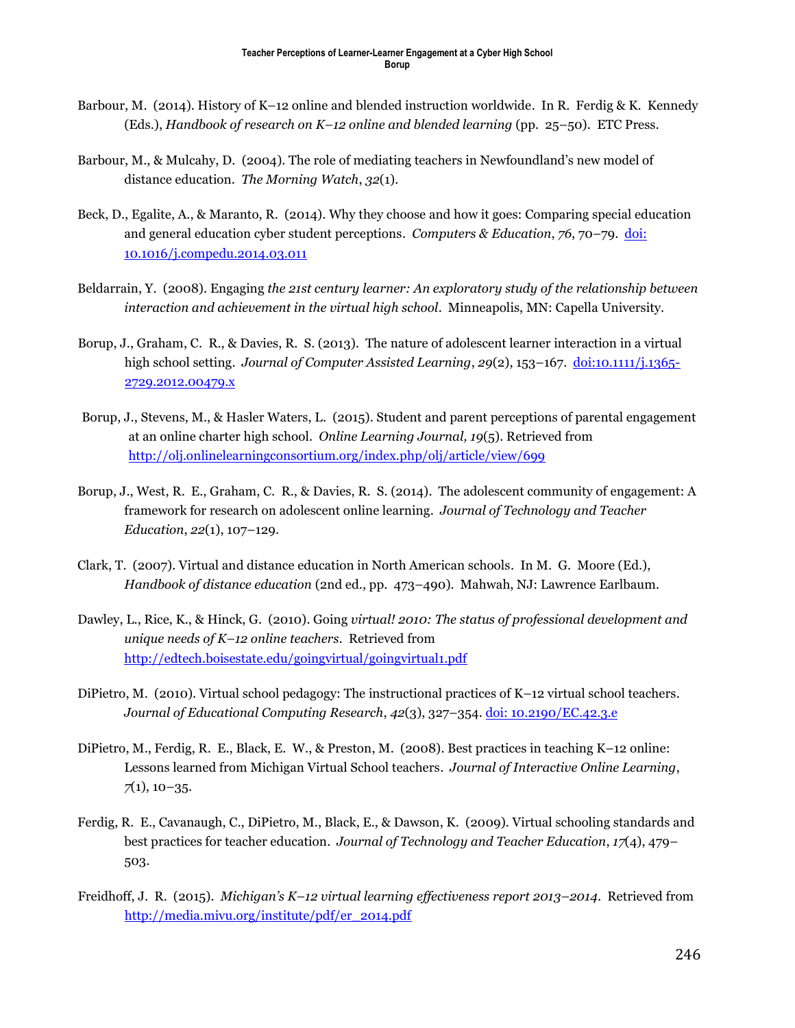Barbour, M. (2014). History of K–12 online and blended instruction worldwide. In R. Ferdig & K. Kennedy (Eds.), *Handbook of research on K–12 online and blended learning* (pp. 25–50). ETC Press.

Barbour, M., & Mulcahy, D. (2004). The role of mediating teachers in Newfoundland's new model of distance education. *The Morning Watch*, *32*(1).

Beck, D., Egalite, A., & Maranto, R. (2014). Why they choose and how it goes: Comparing special education and general education cyber student perceptions. *Computers & Education*, *76*, 70–79. [doi: 10.1016/j.compedu.2014.03.011](doi: 10.1016/j.compedu.2014.03.011)

Beldarrain, Y. (2008). Engaging *the 21st century learner: An exploratory study of the relationship between interaction and achievement in the virtual high school*. Minneapolis, MN: Capella University.

Borup, J., Graham, C. R., & Davies, R. S. (2013). The nature of adolescent learner interaction in a virtual high school setting. *Journal of Computer Assisted Learning*, *29*(2), 153–167. [doi:10.1111/j.1365-2729.2012.00479.x](doi:10.1111/j.1365-2729.2012.00479.x)

Borup, J., Stevens, M., & Hasler Waters, L. (2015). Student and parent perceptions of parental engagement at an online charter high school. *Online Learning Journal, 19*(5). Retrieved from [http://olj.onlinelearningconsortium.org/index.php/olj/article/view/699](http://olj.onlinelearningconsortium.org/index.php/olj/article/view/699)

Borup, J., West, R. E., Graham, C. R., & Davies, R. S. (2014). The adolescent community of engagement: A framework for research on adolescent online learning. *Journal of Technology and Teacher Education*, *22*(1), 107–129.

Clark, T. (2007). Virtual and distance education in North American schools. In M. G. Moore (Ed.), *Handbook of distance education* (2nd ed., pp. 473–490). Mahwah, NJ: Lawrence Earlbaum.

Dawley, L., Rice, K., & Hinck, G. (2010). Going *virtual! 2010: The status of professional development and unique needs of K–12 online teachers*. Retrieved from [http://edtech.boisestate.edu/goingvirtual/goingvirtual1.pdf](http://edtech.boisestate.edu/goingvirtual/goingvirtual1.pdf)

DiPietro, M. (2010). Virtual school pedagogy: The instructional practices of K–12 virtual school teachers. *Journal of Educational Computing Research*, *42*(3), 327–354. [doi: 10.2190/EC.42.3.e](doi: 10.2190/EC.42.3.e)

DiPietro, M., Ferdig, R. E., Black, E. W., & Preston, M. (2008). Best practices in teaching K–12 online: Lessons learned from Michigan Virtual School teachers. *Journal of Interactive Online Learning*, *7*(1), 10–35.

Ferdig, R. E., Cavanaugh, C., DiPietro, M., Black, E., & Dawson, K. (2009). Virtual schooling standards and best practices for teacher education. *Journal of Technology and Teacher Education*, *17*(4), 479–503.

Freidhoff, J. R. (2015). *Michigan's K–12 virtual learning effectiveness report 2013–2014*. Retrieved from [http://media.mivu.org/institute/pdf/er_2014.pdf](http://media.mivu.org/institute/pdf/er_2014.pdf)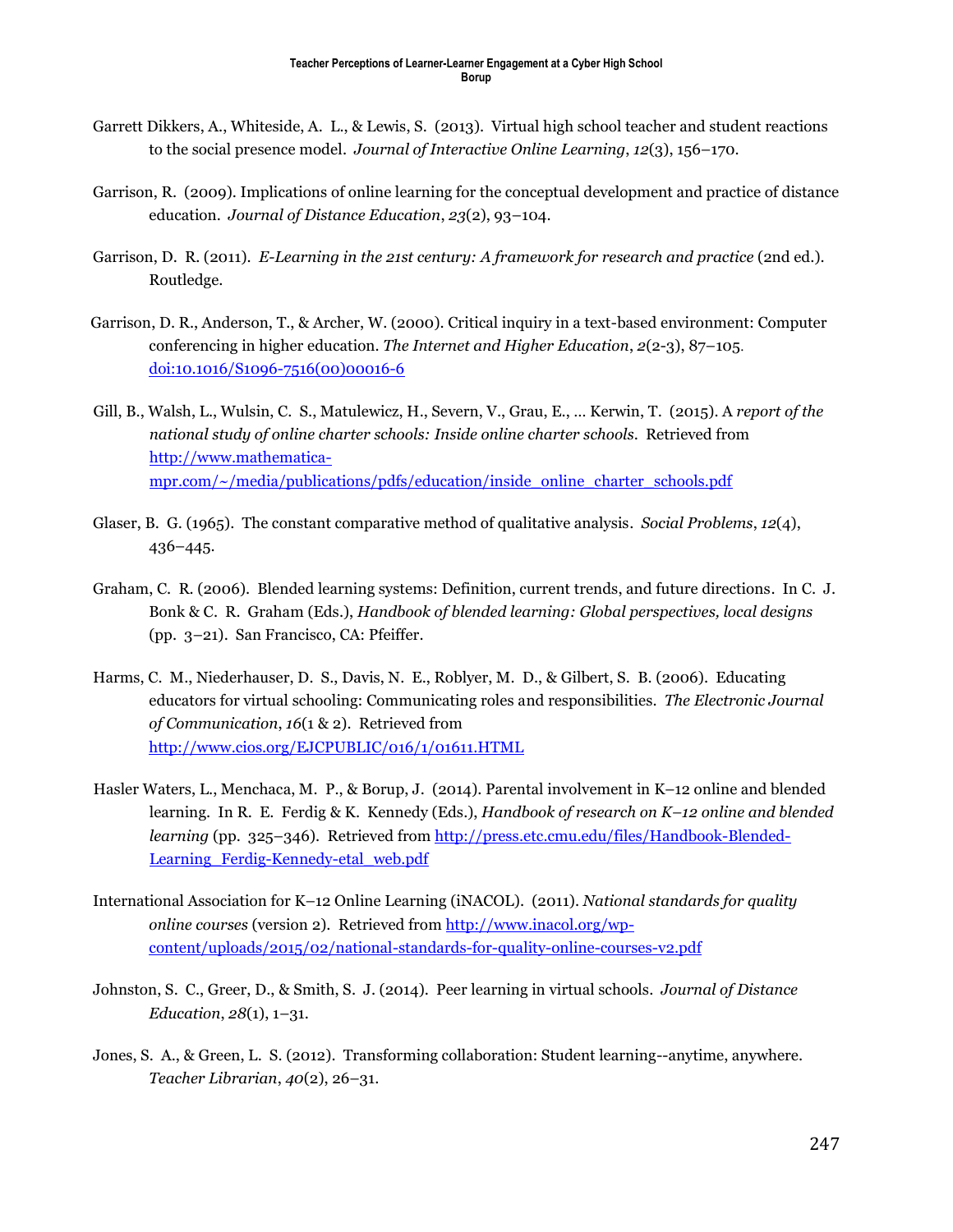Garrett Dikkers, A., Whiteside, A. L., & Lewis, S. (2013). Virtual high school teacher and student reactions to the social presence model. *Journal of Interactive Online Learning*, *12*(3), 156–170.

Garrison, R. (2009). Implications of online learning for the conceptual development and practice of distance education. *Journal of Distance Education*, *23*(2), 93–104.

Garrison, D. R. (2011). *E-Learning in the 21st century: A framework for research and practice* (2nd ed.). Routledge.

Garrison, D. R., Anderson, T., & Archer, W. (2000). Critical inquiry in a text-based environment: Computer conferencing in higher education. *The Internet and Higher Education*, *2*(2-3), 87–105. doi:10.1016/S1096-7516(00)00016-6

Gill, B., Walsh, L., Wulsin, C. S., Matulewicz, H., Severn, V., Grau, E., … Kerwin, T. (2015). A *report of the national study of online charter schools: Inside online charter schools*. Retrieved from http://www.mathematica-mpr.com/~/media/publications/pdfs/education/inside_online_charter_schools.pdf

Glaser, B. G. (1965). The constant comparative method of qualitative analysis. *Social Problems*, *12*(4), 436–445.

Graham, C. R. (2006). Blended learning systems: Definition, current trends, and future directions. In C. J. Bonk & C. R. Graham (Eds.), *Handbook of blended learning: Global perspectives, local designs* (pp. 3–21). San Francisco, CA: Pfeiffer.

Harms, C. M., Niederhauser, D. S., Davis, N. E., Roblyer, M. D., & Gilbert, S. B. (2006). Educating educators for virtual schooling: Communicating roles and responsibilities. *The Electronic Journal of Communication*, *16*(1 & 2). Retrieved from http://www.cios.org/EJCPUBLIC/016/1/01611.HTML

Hasler Waters, L., Menchaca, M. P., & Borup, J. (2014). Parental involvement in K–12 online and blended learning. In R. E. Ferdig & K. Kennedy (Eds.), *Handbook of research on K–12 online and blended learning* (pp. 325–346). Retrieved from http://press.etc.cmu.edu/files/Handbook-Blended-Learning_Ferdig-Kennedy-etal_web.pdf

International Association for K–12 Online Learning (iNACOL). (2011). *National standards for quality online courses* (version 2). Retrieved from http://www.inacol.org/wp-content/uploads/2015/02/national-standards-for-quality-online-courses-v2.pdf

Johnston, S. C., Greer, D., & Smith, S. J. (2014). Peer learning in virtual schools. *Journal of Distance Education*, *28*(1), 1–31.

Jones, S. A., & Green, L. S. (2012). Transforming collaboration: Student learning--anytime, anywhere. *Teacher Librarian*, *40*(2), 26–31.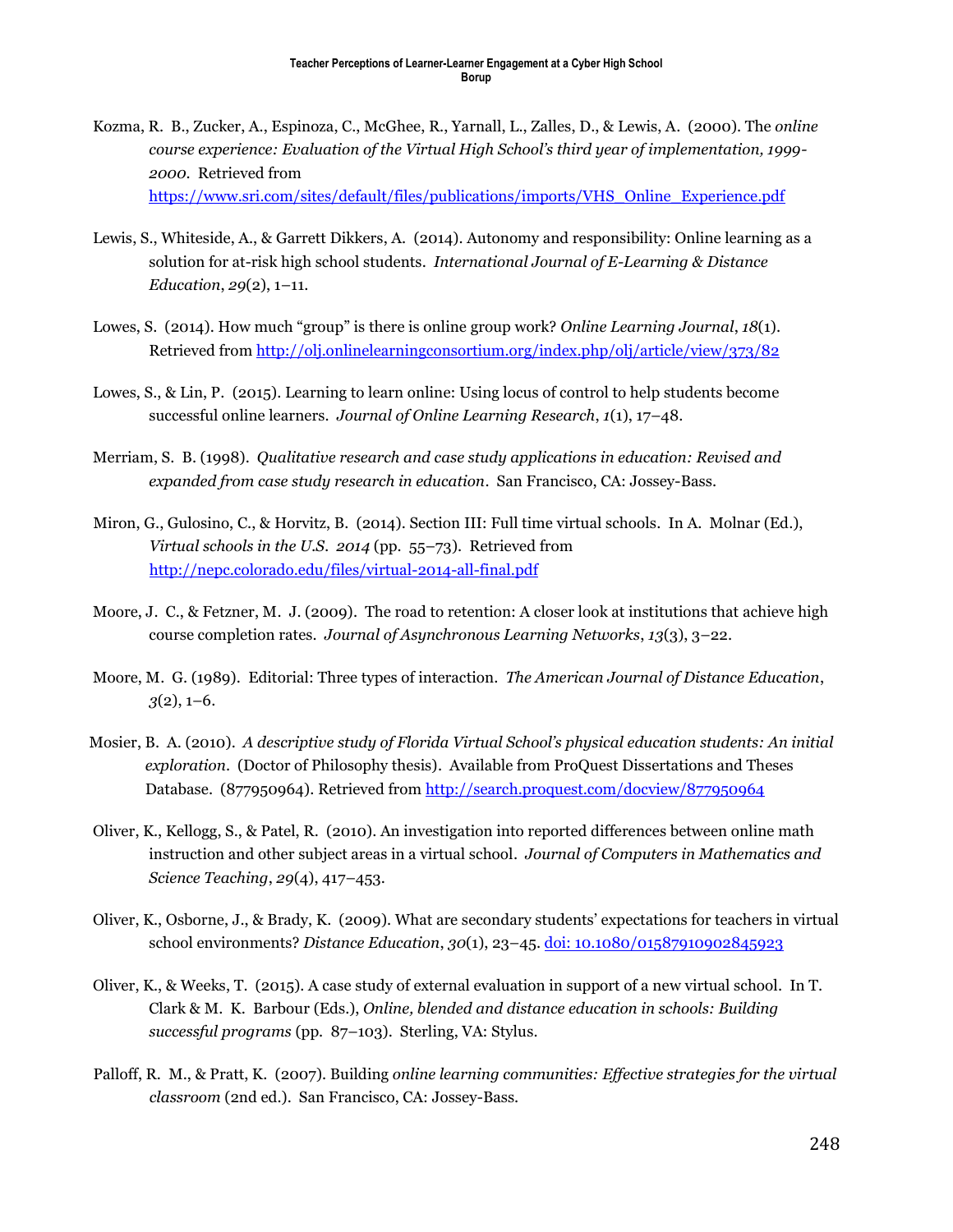Kozma, R. B., Zucker, A., Espinoza, C., McGhee, R., Yarnall, L., Zalles, D., & Lewis, A. (2000). The *online course experience: Evaluation of the Virtual High School's third year of implementation, 1999-2000*. Retrieved from https://www.sri.com/sites/default/files/publications/imports/VHS_Online_Experience.pdf

Lewis, S., Whiteside, A., & Garrett Dikkers, A. (2014). Autonomy and responsibility: Online learning as a solution for at-risk high school students. *International Journal of E-Learning & Distance Education*, *29*(2), 1–11.

Lowes, S. (2014). How much "group" is there is online group work? *Online Learning Journal*, *18*(1). Retrieved from http://olj.onlinelearningconsortium.org/index.php/olj/article/view/373/82

Lowes, S., & Lin, P. (2015). Learning to learn online: Using locus of control to help students become successful online learners. *Journal of Online Learning Research*, *1*(1), 17–48.

Merriam, S. B. (1998). *Qualitative research and case study applications in education: Revised and expanded from case study research in education*. San Francisco, CA: Jossey-Bass.

Miron, G., Gulosino, C., & Horvitz, B. (2014). Section III: Full time virtual schools. In A. Molnar (Ed.), *Virtual schools in the U.S. 2014* (pp. 55–73). Retrieved from http://nepc.colorado.edu/files/virtual-2014-all-final.pdf

Moore, J. C., & Fetzner, M. J. (2009). The road to retention: A closer look at institutions that achieve high course completion rates. *Journal of Asynchronous Learning Networks*, *13*(3), 3–22.

Moore, M. G. (1989). Editorial: Three types of interaction. *The American Journal of Distance Education*, *3*(2), 1–6.

Mosier, B. A. (2010). *A descriptive study of Florida Virtual School's physical education students: An initial exploration*. (Doctor of Philosophy thesis). Available from ProQuest Dissertations and Theses Database. (877950964). Retrieved from http://search.proquest.com/docview/877950964

Oliver, K., Kellogg, S., & Patel, R. (2010). An investigation into reported differences between online math instruction and other subject areas in a virtual school. *Journal of Computers in Mathematics and Science Teaching*, *29*(4), 417–453.

Oliver, K., Osborne, J., & Brady, K. (2009). What are secondary students' expectations for teachers in virtual school environments? *Distance Education*, *30*(1), 23–45. doi: 10.1080/01587910902845923

Oliver, K., & Weeks, T. (2015). A case study of external evaluation in support of a new virtual school. In T. Clark & M. K. Barbour (Eds.), *Online, blended and distance education in schools: Building successful programs* (pp. 87–103). Sterling, VA: Stylus.

Palloff, R. M., & Pratt, K. (2007). Building *online learning communities: Effective strategies for the virtual classroom* (2nd ed.). San Francisco, CA: Jossey-Bass.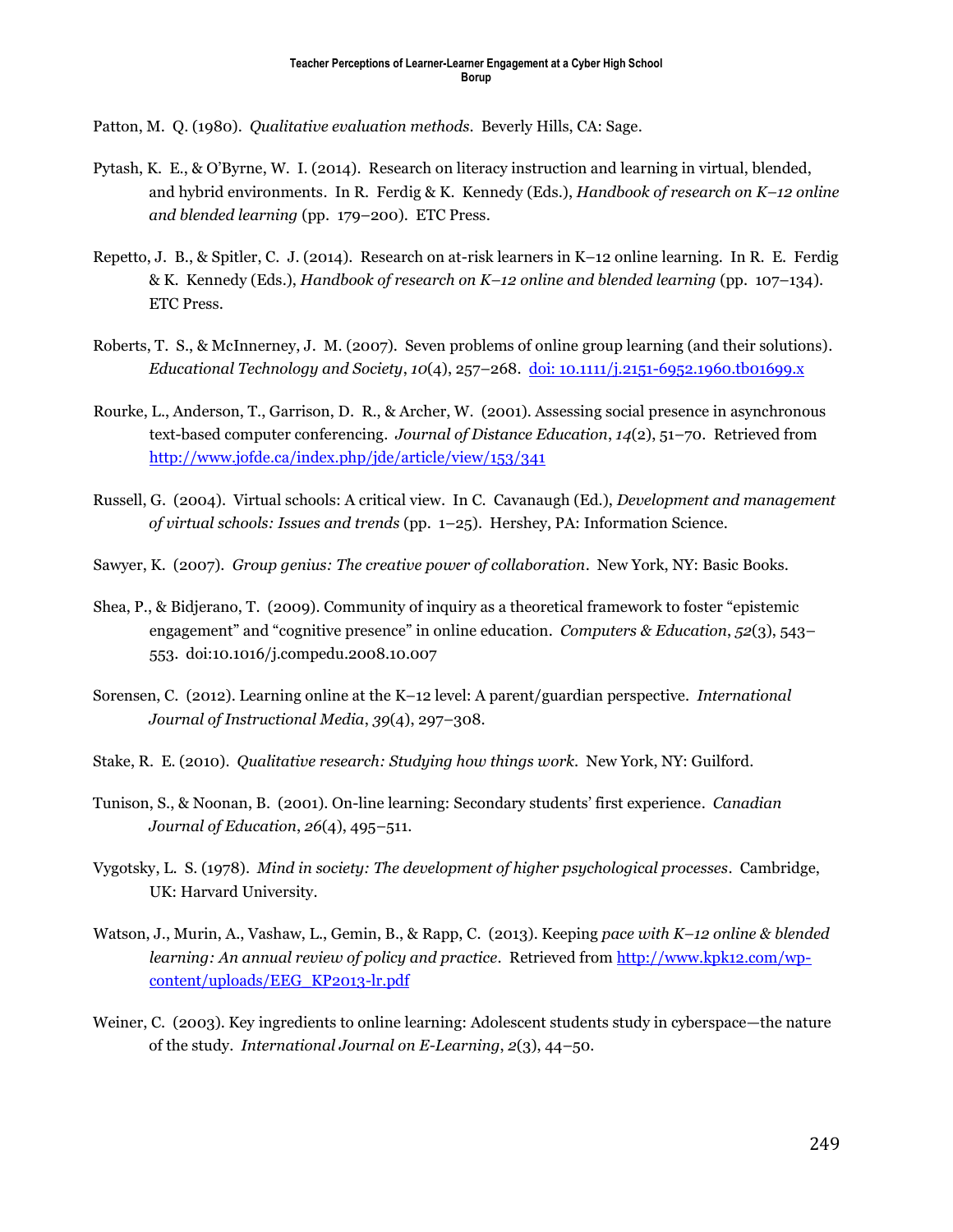Patton, M. Q. (1980). *Qualitative evaluation methods*. Beverly Hills, CA: Sage.

Pytash, K. E., & O'Byrne, W. I. (2014). Research on literacy instruction and learning in virtual, blended, and hybrid environments. In R. Ferdig & K. Kennedy (Eds.), *Handbook of research on K–12 online and blended learning* (pp. 179–200). ETC Press.

Repetto, J. B., & Spitler, C. J. (2014). Research on at-risk learners in K–12 online learning. In R. E. Ferdig & K. Kennedy (Eds.), *Handbook of research on K–12 online and blended learning* (pp. 107–134). ETC Press.

Roberts, T. S., & McInnerney, J. M. (2007). Seven problems of online group learning (and their solutions). *Educational Technology and Society*, *10*(4), 257–268. [doi: 10.1111/j.2151-6952.1960.tb01699.x](doi: 10.1111/j.2151-6952.1960.tb01699.x)

Rourke, L., Anderson, T., Garrison, D. R., & Archer, W. (2001). Assessing social presence in asynchronous text-based computer conferencing. *Journal of Distance Education*, *14*(2), 51–70. Retrieved from [http://www.jofde.ca/index.php/jde/article/view/153/341](http://www.jofde.ca/index.php/jde/article/view/153/341)

Russell, G. (2004). Virtual schools: A critical view. In C. Cavanaugh (Ed.), *Development and management of virtual schools: Issues and trends* (pp. 1–25). Hershey, PA: Information Science.

Sawyer, K. (2007). *Group genius: The creative power of collaboration*. New York, NY: Basic Books.

Shea, P., & Bidjerano, T. (2009). Community of inquiry as a theoretical framework to foster "epistemic engagement" and "cognitive presence" in online education. *Computers & Education*, *52*(3), 543–553. doi:10.1016/j.compedu.2008.10.007

Sorensen, C. (2012). Learning online at the K–12 level: A parent/guardian perspective. *International Journal of Instructional Media*, *39*(4), 297–308.

Stake, R. E. (2010). *Qualitative research: Studying how things work*. New York, NY: Guilford.

Tunison, S., & Noonan, B. (2001). On-line learning: Secondary students' first experience. *Canadian Journal of Education*, *26*(4), 495–511.

Vygotsky, L. S. (1978). *Mind in society: The development of higher psychological processes*. Cambridge, UK: Harvard University.

Watson, J., Murin, A., Vashaw, L., Gemin, B., & Rapp, C. (2013). Keeping *pace with K–12 online & blended learning: An annual review of policy and practice*. Retrieved from [http://www.kpk12.com/wp-content/uploads/EEG_KP2013-lr.pdf](http://www.kpk12.com/wp-content/uploads/EEG_KP2013-lr.pdf)

Weiner, C. (2003). Key ingredients to online learning: Adolescent students study in cyberspace—the nature of the study. *International Journal on E-Learning*, *2*(3), 44–50.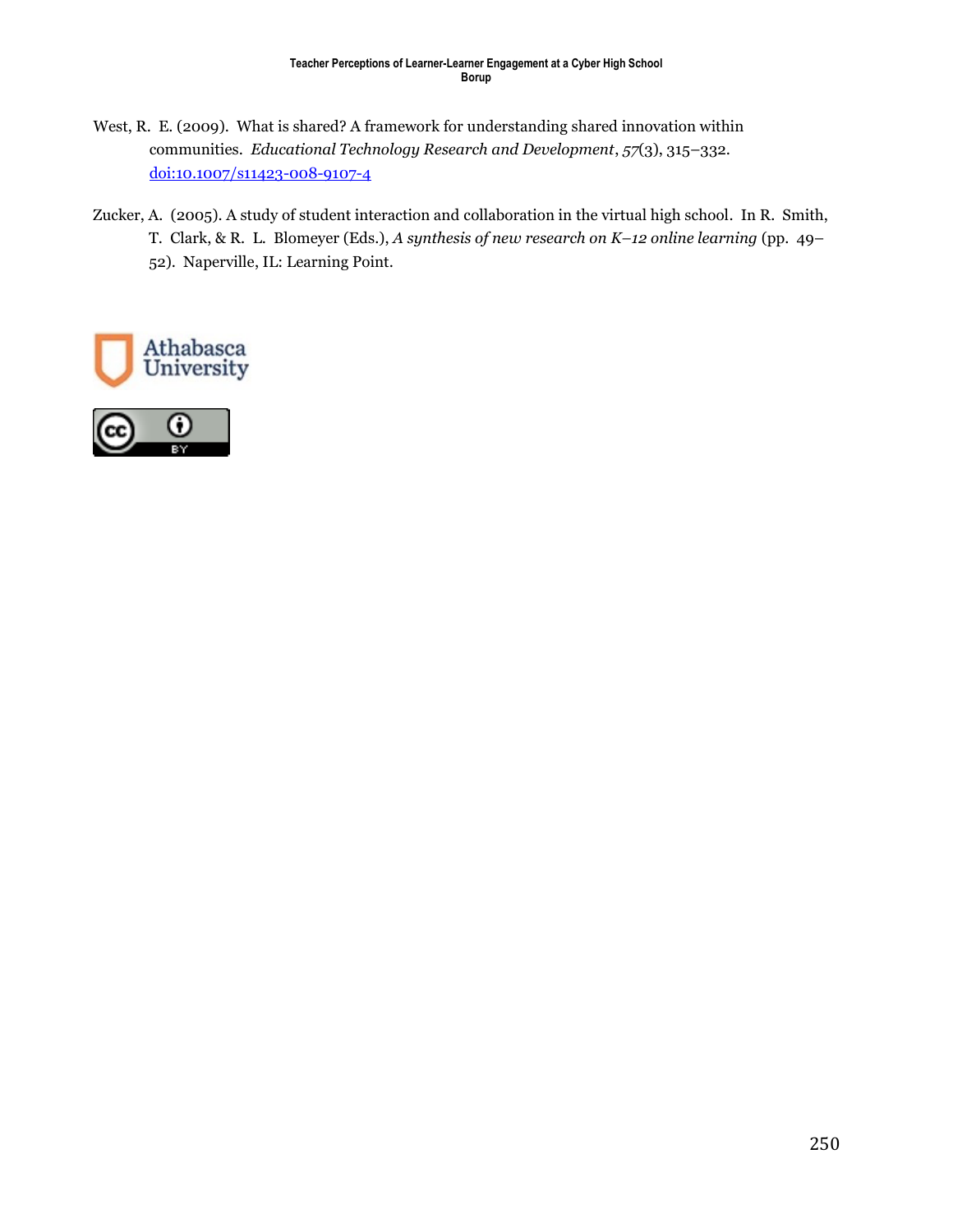West, R. E. (2009). What is shared? A framework for understanding shared innovation within communities. *Educational Technology Research and Development*, *57*(3), 315–332. doi:10.1007/s11423-008-9107-4

Zucker, A. (2005). A study of student interaction and collaboration in the virtual high school. In R. Smith, T. Clark, & R. L. Blomeyer (Eds.), *A synthesis of new research on K–12 online learning* (pp. 49–52). Naperville, IL: Learning Point.

Athabasca University